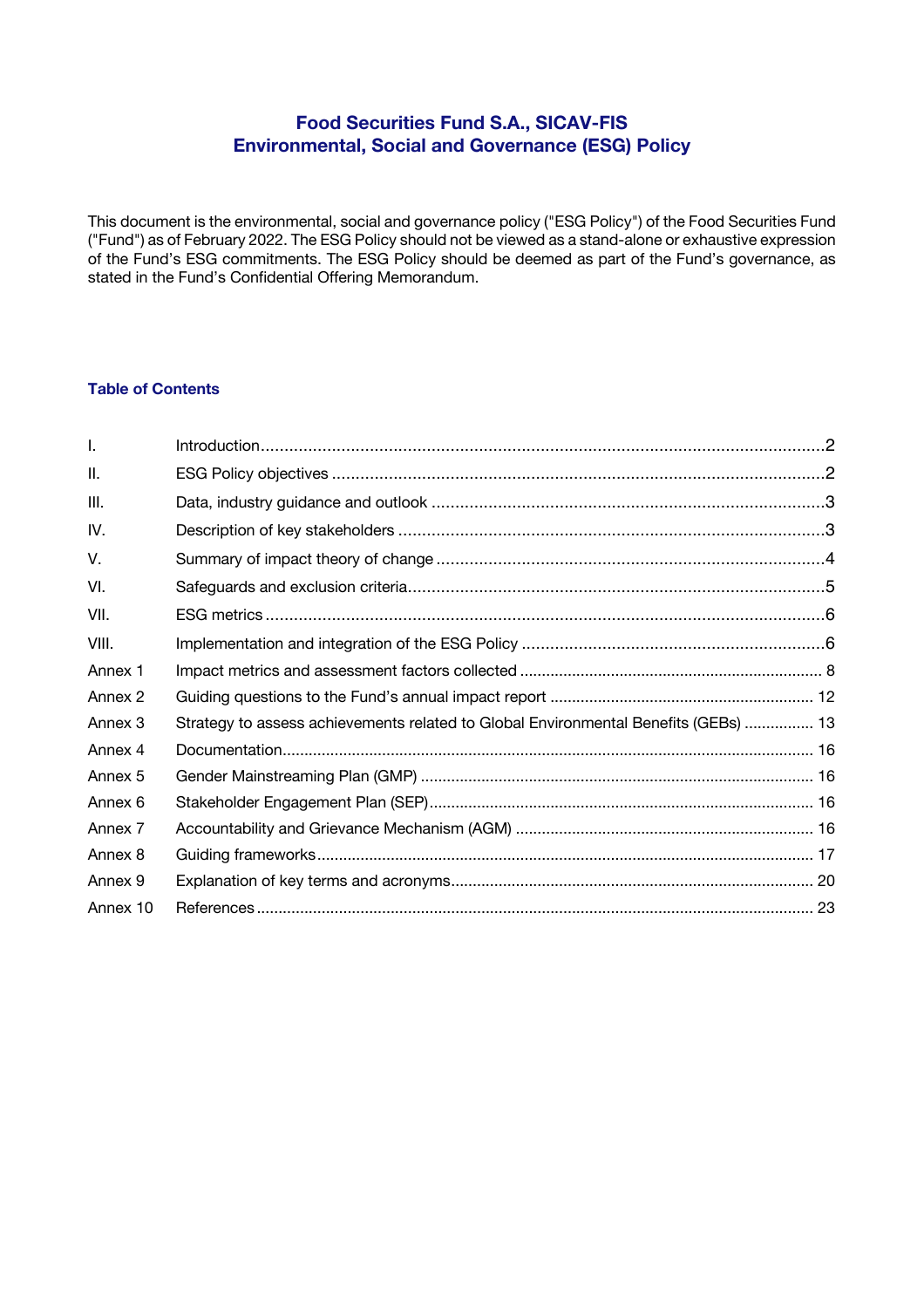# Food Securities Fund S.A., SICAV-FIS
# Environmental, Social and Governance (ESG) Policy

This document is the environmental, social and governance policy ("ESG Policy") of the Food Securities Fund ("Fund") as of February 2022. The ESG Policy should not be viewed as a stand-alone or exhaustive expression of the Fund's ESG commitments. The ESG Policy should be deemed as part of the Fund's governance, as stated in the Fund's Confidential Offering Memorandum.

## Table of Contents

| | | |
|---|---|---|
| I. | Introduction | 2 |
| II. | ESG Policy objectives | 2 |
| III. | Data, industry guidance and outlook | 3 |
| IV. | Description of key stakeholders | 3 |
| V. | Summary of impact theory of change | 4 |
| VI. | Safeguards and exclusion criteria | 5 |
| VII. | ESG metrics | 6 |
| VIII. | Implementation and integration of the ESG Policy | 6 |
| Annex 1 | Impact metrics and assessment factors collected | 8 |
| Annex 2 | Guiding questions to the Fund's annual impact report | 12 |
| Annex 3 | Strategy to assess achievements related to Global Environmental Benefits (GEBs) | 13 |
| Annex 4 | Documentation | 16 |
| Annex 5 | Gender Mainstreaming Plan (GMP) | 16 |
| Annex 6 | Stakeholder Engagement Plan (SEP) | 16 |
| Annex 7 | Accountability and Grievance Mechanism (AGM) | 16 |
| Annex 8 | Guiding frameworks | 17 |
| Annex 9 | Explanation of key terms and acronyms | 20 |
| Annex 10 | References | 23 |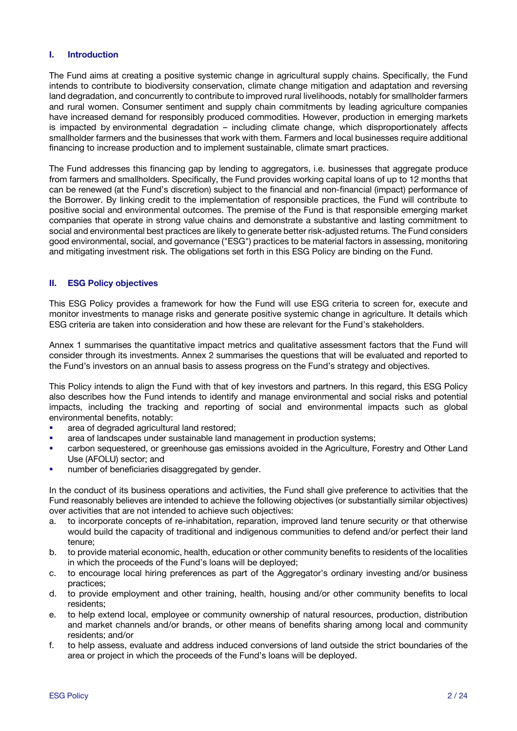## I. Introduction

The Fund aims at creating a positive systemic change in agricultural supply chains. Specifically, the Fund intends to contribute to biodiversity conservation, climate change mitigation and adaptation and reversing land degradation, and concurrently to contribute to improved rural livelihoods, notably for smallholder farmers and rural women. Consumer sentiment and supply chain commitments by leading agriculture companies have increased demand for responsibly produced commodities. However, production in emerging markets is impacted by environmental degradation – including climate change, which disproportionately affects smallholder farmers and the businesses that work with them. Farmers and local businesses require additional financing to increase production and to implement sustainable, climate smart practices.

The Fund addresses this financing gap by lending to aggregators, i.e. businesses that aggregate produce from farmers and smallholders. Specifically, the Fund provides working capital loans of up to 12 months that can be renewed (at the Fund's discretion) subject to the financial and non-financial (impact) performance of the Borrower. By linking credit to the implementation of responsible practices, the Fund will contribute to positive social and environmental outcomes. The premise of the Fund is that responsible emerging market companies that operate in strong value chains and demonstrate a substantive and lasting commitment to social and environmental best practices are likely to generate better risk-adjusted returns. The Fund considers good environmental, social, and governance ("ESG") practices to be material factors in assessing, monitoring and mitigating investment risk. The obligations set forth in this ESG Policy are binding on the Fund.

## II. ESG Policy objectives

This ESG Policy provides a framework for how the Fund will use ESG criteria to screen for, execute and monitor investments to manage risks and generate positive systemic change in agriculture. It details which ESG criteria are taken into consideration and how these are relevant for the Fund's stakeholders.

Annex 1 summarises the quantitative impact metrics and qualitative assessment factors that the Fund will consider through its investments. Annex 2 summarises the questions that will be evaluated and reported to the Fund's investors on an annual basis to assess progress on the Fund's strategy and objectives.

This Policy intends to align the Fund with that of key investors and partners. In this regard, this ESG Policy also describes how the Fund intends to identify and manage environmental and social risks and potential impacts, including the tracking and reporting of social and environmental impacts such as global environmental benefits, notably:

- area of degraded agricultural land restored;
- area of landscapes under sustainable land management in production systems;
- carbon sequestered, or greenhouse gas emissions avoided in the Agriculture, Forestry and Other Land Use (AFOLU) sector; and
- number of beneficiaries disaggregated by gender.

In the conduct of its business operations and activities, the Fund shall give preference to activities that the Fund reasonably believes are intended to achieve the following objectives (or substantially similar objectives) over activities that are not intended to achieve such objectives:

a. to incorporate concepts of re-inhabitation, reparation, improved land tenure security or that otherwise would build the capacity of traditional and indigenous communities to defend and/or perfect their land tenure;
b. to provide material economic, health, education or other community benefits to residents of the localities in which the proceeds of the Fund's loans will be deployed;
c. to encourage local hiring preferences as part of the Aggregator's ordinary investing and/or business practices;
d. to provide employment and other training, health, housing and/or other community benefits to local residents;
e. to help extend local, employee or community ownership of natural resources, production, distribution and market channels and/or brands, or other means of benefits sharing among local and community residents; and/or
f. to help assess, evaluate and address induced conversions of land outside the strict boundaries of the area or project in which the proceeds of the Fund's loans will be deployed.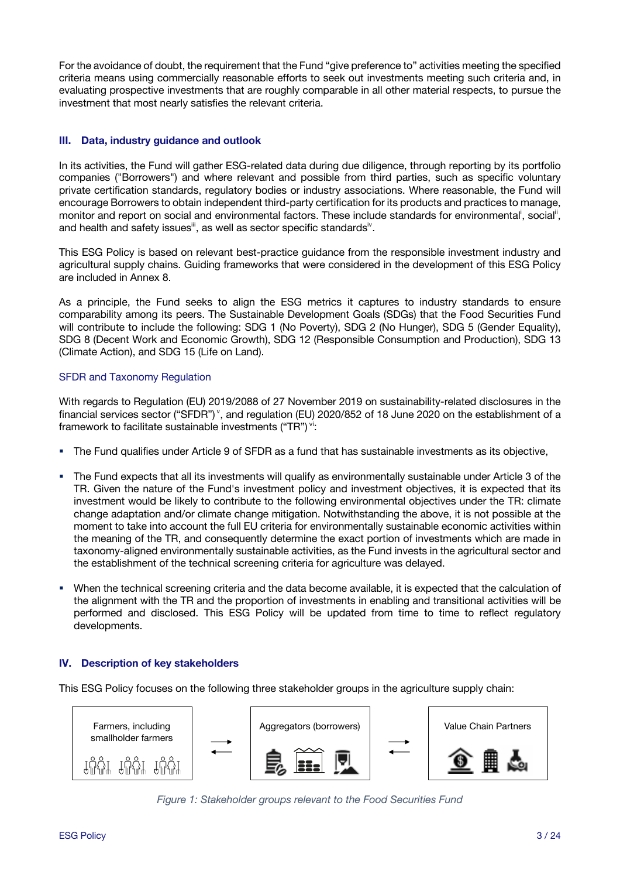For the avoidance of doubt, the requirement that the Fund "give preference to" activities meeting the specified criteria means using commercially reasonable efforts to seek out investments meeting such criteria and, in evaluating prospective investments that are roughly comparable in all other material respects, to pursue the investment that most nearly satisfies the relevant criteria.

## III. Data, industry guidance and outlook

In its activities, the Fund will gather ESG-related data during due diligence, through reporting by its portfolio companies ("Borrowers") and where relevant and possible from third parties, such as specific voluntary private certification standards, regulatory bodies or industry associations. Where reasonable, the Fund will encourage Borrowers to obtain independent third-party certification for its products and practices to manage, monitor and report on social and environmental factors. These include standards for environmental[i], social[ii], and health and safety issues[iii], as well as sector specific standards[iv].

This ESG Policy is based on relevant best-practice guidance from the responsible investment industry and agricultural supply chains. Guiding frameworks that were considered in the development of this ESG Policy are included in Annex 8.

As a principle, the Fund seeks to align the ESG metrics it captures to industry standards to ensure comparability among its peers. The Sustainable Development Goals (SDGs) that the Food Securities Fund will contribute to include the following: SDG 1 (No Poverty), SDG 2 (No Hunger), SDG 5 (Gender Equality), SDG 8 (Decent Work and Economic Growth), SDG 12 (Responsible Consumption and Production), SDG 13 (Climate Action), and SDG 15 (Life on Land).

### SFDR and Taxonomy Regulation

With regards to Regulation (EU) 2019/2088 of 27 November 2019 on sustainability-related disclosures in the financial services sector ("SFDR")[v], and regulation (EU) 2020/852 of 18 June 2020 on the establishment of a framework to facilitate sustainable investments ("TR")[vi]:

- The Fund qualifies under Article 9 of SFDR as a fund that has sustainable investments as its objective,
- The Fund expects that all its investments will qualify as environmentally sustainable under Article 3 of the TR. Given the nature of the Fund's investment policy and investment objectives, it is expected that its investment would be likely to contribute to the following environmental objectives under the TR: climate change adaptation and/or climate change mitigation. Notwithstanding the above, it is not possible at the moment to take into account the full EU criteria for environmentally sustainable economic activities within the meaning of the TR, and consequently determine the exact portion of investments which are made in taxonomy-aligned environmentally sustainable activities, as the Fund invests in the agricultural sector and the establishment of the technical screening criteria for agriculture was delayed.
- When the technical screening criteria and the data become available, it is expected that the calculation of the alignment with the TR and the proportion of investments in enabling and transitional activities will be performed and disclosed. This ESG Policy will be updated from time to time to reflect regulatory developments.

## IV. Description of key stakeholders

This ESG Policy focuses on the following three stakeholder groups in the agriculture supply chain:

Farmers, including smallholder farmers ⇄ Aggregators (borrowers) ⇄ Value Chain Partners

*Figure 1: Stakeholder groups relevant to the Food Securities Fund*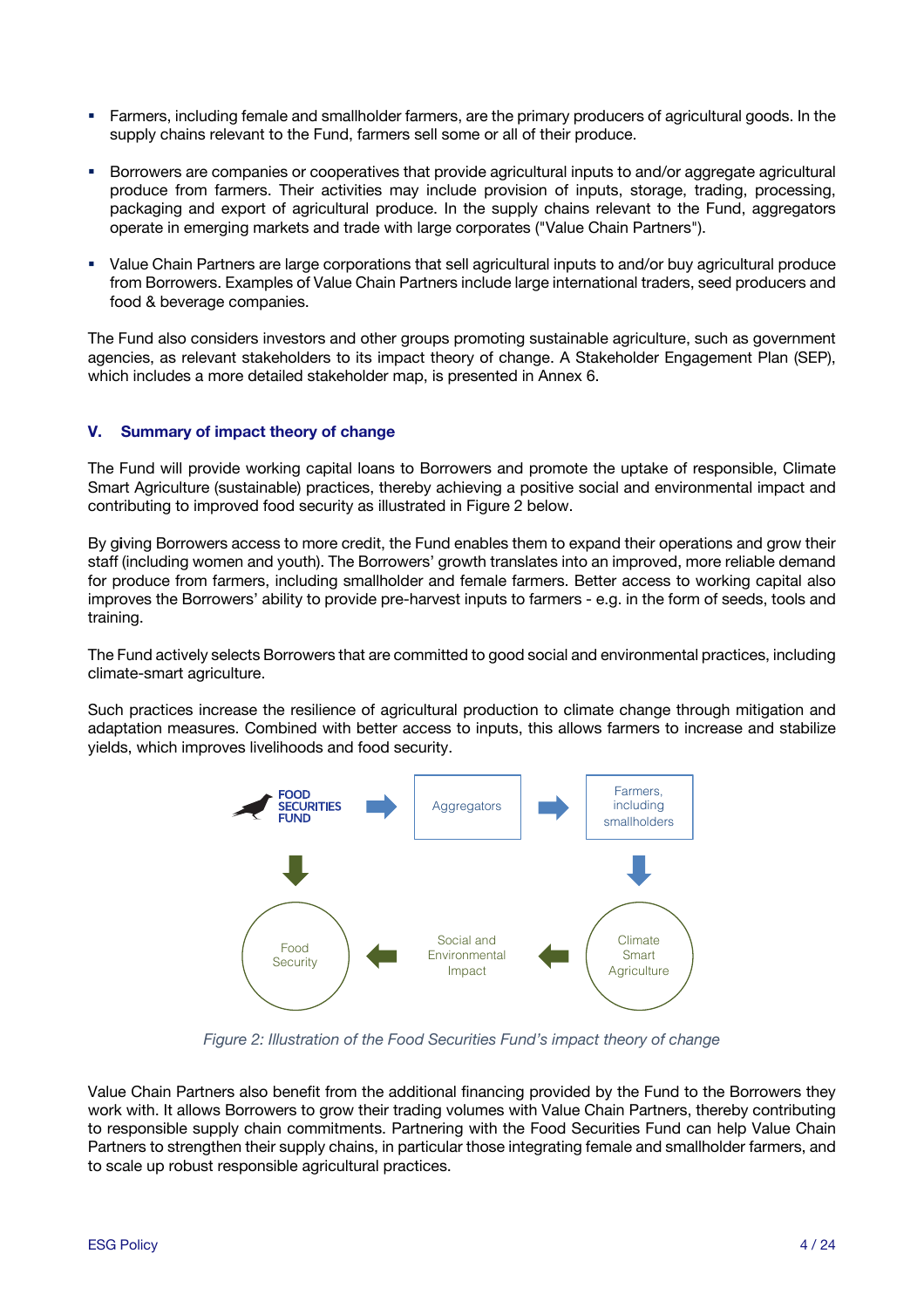- Farmers, including female and smallholder farmers, are the primary producers of agricultural goods. In the supply chains relevant to the Fund, farmers sell some or all of their produce.
- Borrowers are companies or cooperatives that provide agricultural inputs to and/or aggregate agricultural produce from farmers. Their activities may include provision of inputs, storage, trading, processing, packaging and export of agricultural produce. In the supply chains relevant to the Fund, aggregators operate in emerging markets and trade with large corporates ("Value Chain Partners").
- Value Chain Partners are large corporations that sell agricultural inputs to and/or buy agricultural produce from Borrowers. Examples of Value Chain Partners include large international traders, seed producers and food & beverage companies.

The Fund also considers investors and other groups promoting sustainable agriculture, such as government agencies, as relevant stakeholders to its impact theory of change. A Stakeholder Engagement Plan (SEP), which includes a more detailed stakeholder map, is presented in Annex 6.

## V. Summary of impact theory of change

The Fund will provide working capital loans to Borrowers and promote the uptake of responsible, Climate Smart Agriculture (sustainable) practices, thereby achieving a positive social and environmental impact and contributing to improved food security as illustrated in Figure 2 below.

By giving Borrowers access to more credit, the Fund enables them to expand their operations and grow their staff (including women and youth). The Borrowers' growth translates into an improved, more reliable demand for produce from farmers, including smallholder and female farmers. Better access to working capital also improves the Borrowers' ability to provide pre-harvest inputs to farmers - e.g. in the form of seeds, tools and training.

The Fund actively selects Borrowers that are committed to good social and environmental practices, including climate-smart agriculture.

Such practices increase the resilience of agricultural production to climate change through mitigation and adaptation measures. Combined with better access to inputs, this allows farmers to increase and stabilize yields, which improves livelihoods and food security.

FOOD SECURITIES FUND → Aggregators → Farmers, including smallholders → Climate Smart Agriculture → Social and Environmental Impact → Food Security

*Figure 2: Illustration of the Food Securities Fund's impact theory of change*

Value Chain Partners also benefit from the additional financing provided by the Fund to the Borrowers they work with. It allows Borrowers to grow their trading volumes with Value Chain Partners, thereby contributing to responsible supply chain commitments. Partnering with the Food Securities Fund can help Value Chain Partners to strengthen their supply chains, in particular those integrating female and smallholder farmers, and to scale up robust responsible agricultural practices.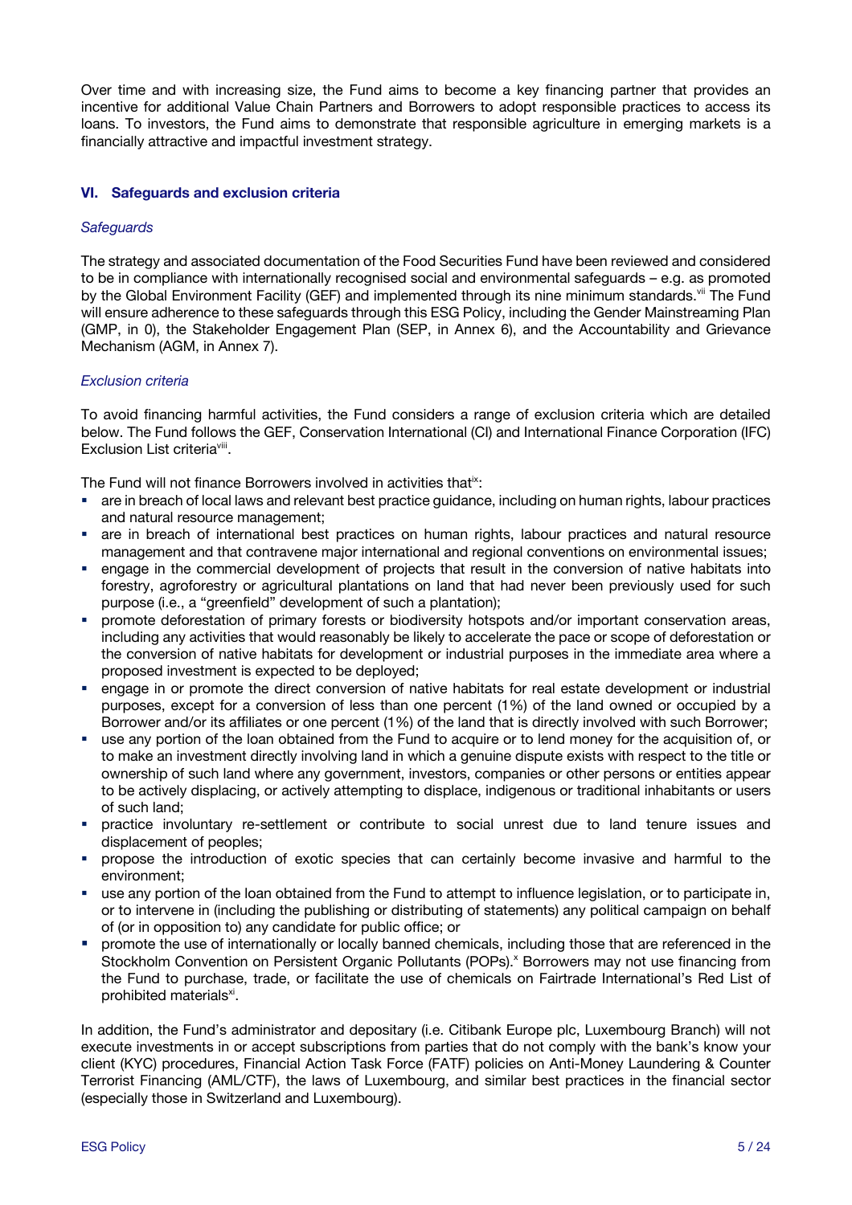Over time and with increasing size, the Fund aims to become a key financing partner that provides an incentive for additional Value Chain Partners and Borrowers to adopt responsible practices to access its loans. To investors, the Fund aims to demonstrate that responsible agriculture in emerging markets is a financially attractive and impactful investment strategy.

## VI. Safeguards and exclusion criteria

### *Safeguards*

The strategy and associated documentation of the Food Securities Fund have been reviewed and considered to be in compliance with internationally recognised social and environmental safeguards – e.g. as promoted by the Global Environment Facility (GEF) and implemented through its nine minimum standards.[vii] The Fund will ensure adherence to these safeguards through this ESG Policy, including the Gender Mainstreaming Plan (GMP, in 0), the Stakeholder Engagement Plan (SEP, in Annex 6), and the Accountability and Grievance Mechanism (AGM, in Annex 7).

### *Exclusion criteria*

To avoid financing harmful activities, the Fund considers a range of exclusion criteria which are detailed below. The Fund follows the GEF, Conservation International (CI) and International Finance Corporation (IFC) Exclusion List criteria[viii].

The Fund will not finance Borrowers involved in activities that[ix]:

- are in breach of local laws and relevant best practice guidance, including on human rights, labour practices and natural resource management;
- are in breach of international best practices on human rights, labour practices and natural resource management and that contravene major international and regional conventions on environmental issues;
- engage in the commercial development of projects that result in the conversion of native habitats into forestry, agroforestry or agricultural plantations on land that had never been previously used for such purpose (i.e., a "greenfield" development of such a plantation);
- promote deforestation of primary forests or biodiversity hotspots and/or important conservation areas, including any activities that would reasonably be likely to accelerate the pace or scope of deforestation or the conversion of native habitats for development or industrial purposes in the immediate area where a proposed investment is expected to be deployed;
- engage in or promote the direct conversion of native habitats for real estate development or industrial purposes, except for a conversion of less than one percent (1%) of the land owned or occupied by a Borrower and/or its affiliates or one percent (1%) of the land that is directly involved with such Borrower;
- use any portion of the loan obtained from the Fund to acquire or to lend money for the acquisition of, or to make an investment directly involving land in which a genuine dispute exists with respect to the title or ownership of such land where any government, investors, companies or other persons or entities appear to be actively displacing, or actively attempting to displace, indigenous or traditional inhabitants or users of such land;
- practice involuntary re-settlement or contribute to social unrest due to land tenure issues and displacement of peoples;
- propose the introduction of exotic species that can certainly become invasive and harmful to the environment;
- use any portion of the loan obtained from the Fund to attempt to influence legislation, or to participate in, or to intervene in (including the publishing or distributing of statements) any political campaign on behalf of (or in opposition to) any candidate for public office; or
- promote the use of internationally or locally banned chemicals, including those that are referenced in the Stockholm Convention on Persistent Organic Pollutants (POPs).[x] Borrowers may not use financing from the Fund to purchase, trade, or facilitate the use of chemicals on Fairtrade International's Red List of prohibited materials[xi].

In addition, the Fund's administrator and depositary (i.e. Citibank Europe plc, Luxembourg Branch) will not execute investments in or accept subscriptions from parties that do not comply with the bank's know your client (KYC) procedures, Financial Action Task Force (FATF) policies on Anti-Money Laundering & Counter Terrorist Financing (AML/CTF), the laws of Luxembourg, and similar best practices in the financial sector (especially those in Switzerland and Luxembourg).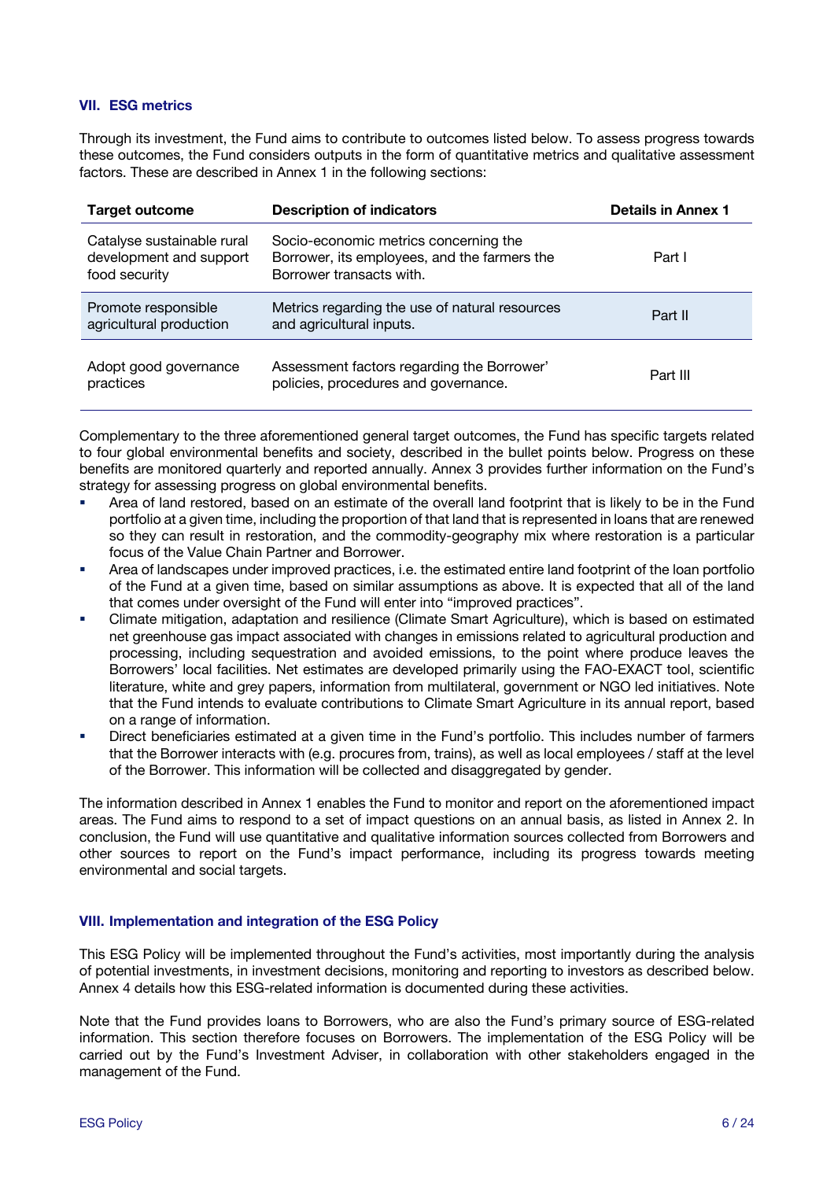## VII. ESG metrics

Through its investment, the Fund aims to contribute to outcomes listed below. To assess progress towards these outcomes, the Fund considers outputs in the form of quantitative metrics and qualitative assessment factors. These are described in Annex 1 in the following sections:

| Target outcome | Description of indicators | Details in Annex 1 |
|---|---|---|
| Catalyse sustainable rural development and support food security | Socio-economic metrics concerning the Borrower, its employees, and the farmers the Borrower transacts with. | Part I |
| Promote responsible agricultural production | Metrics regarding the use of natural resources and agricultural inputs. | Part II |
| Adopt good governance practices | Assessment factors regarding the Borrower' policies, procedures and governance. | Part III |

Complementary to the three aforementioned general target outcomes, the Fund has specific targets related to four global environmental benefits and society, described in the bullet points below. Progress on these benefits are monitored quarterly and reported annually. Annex 3 provides further information on the Fund's strategy for assessing progress on global environmental benefits.

- Area of land restored, based on an estimate of the overall land footprint that is likely to be in the Fund portfolio at a given time, including the proportion of that land that is represented in loans that are renewed so they can result in restoration, and the commodity-geography mix where restoration is a particular focus of the Value Chain Partner and Borrower.
- Area of landscapes under improved practices, i.e. the estimated entire land footprint of the loan portfolio of the Fund at a given time, based on similar assumptions as above. It is expected that all of the land that comes under oversight of the Fund will enter into "improved practices".
- Climate mitigation, adaptation and resilience (Climate Smart Agriculture), which is based on estimated net greenhouse gas impact associated with changes in emissions related to agricultural production and processing, including sequestration and avoided emissions, to the point where produce leaves the Borrowers' local facilities. Net estimates are developed primarily using the FAO-EXACT tool, scientific literature, white and grey papers, information from multilateral, government or NGO led initiatives. Note that the Fund intends to evaluate contributions to Climate Smart Agriculture in its annual report, based on a range of information.
- Direct beneficiaries estimated at a given time in the Fund's portfolio. This includes number of farmers that the Borrower interacts with (e.g. procures from, trains), as well as local employees / staff at the level of the Borrower. This information will be collected and disaggregated by gender.

The information described in Annex 1 enables the Fund to monitor and report on the aforementioned impact areas. The Fund aims to respond to a set of impact questions on an annual basis, as listed in Annex 2. In conclusion, the Fund will use quantitative and qualitative information sources collected from Borrowers and other sources to report on the Fund's impact performance, including its progress towards meeting environmental and social targets.

## VIII. Implementation and integration of the ESG Policy

This ESG Policy will be implemented throughout the Fund's activities, most importantly during the analysis of potential investments, in investment decisions, monitoring and reporting to investors as described below. Annex 4 details how this ESG-related information is documented during these activities.

Note that the Fund provides loans to Borrowers, who are also the Fund's primary source of ESG-related information. This section therefore focuses on Borrowers. The implementation of the ESG Policy will be carried out by the Fund's Investment Adviser, in collaboration with other stakeholders engaged in the management of the Fund.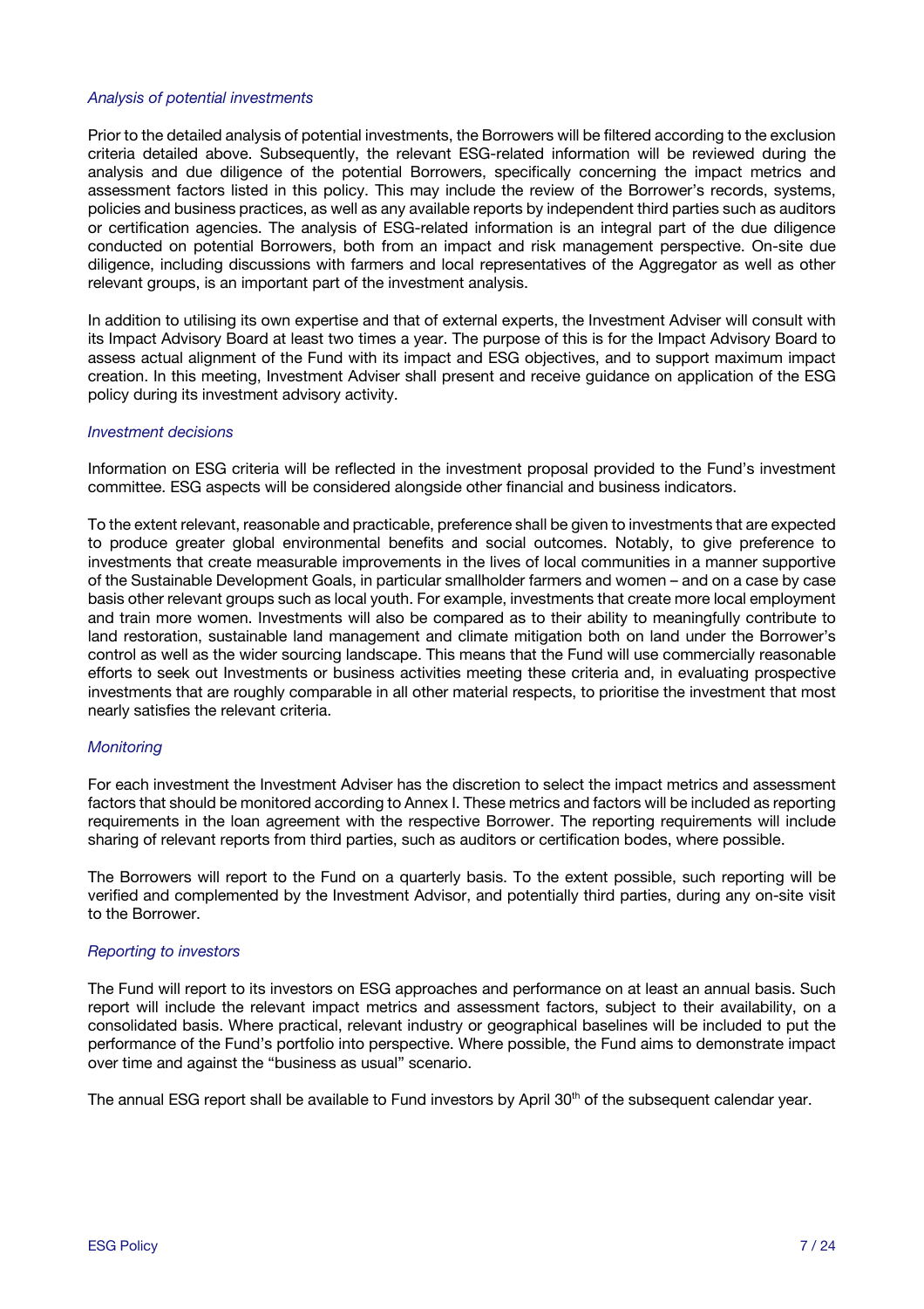*Analysis of potential investments*

Prior to the detailed analysis of potential investments, the Borrowers will be filtered according to the exclusion criteria detailed above. Subsequently, the relevant ESG-related information will be reviewed during the analysis and due diligence of the potential Borrowers, specifically concerning the impact metrics and assessment factors listed in this policy. This may include the review of the Borrower's records, systems, policies and business practices, as well as any available reports by independent third parties such as auditors or certification agencies. The analysis of ESG-related information is an integral part of the due diligence conducted on potential Borrowers, both from an impact and risk management perspective. On-site due diligence, including discussions with farmers and local representatives of the Aggregator as well as other relevant groups, is an important part of the investment analysis.

In addition to utilising its own expertise and that of external experts, the Investment Adviser will consult with its Impact Advisory Board at least two times a year. The purpose of this is for the Impact Advisory Board to assess actual alignment of the Fund with its impact and ESG objectives, and to support maximum impact creation. In this meeting, Investment Adviser shall present and receive guidance on application of the ESG policy during its investment advisory activity.

*Investment decisions*

Information on ESG criteria will be reflected in the investment proposal provided to the Fund's investment committee. ESG aspects will be considered alongside other financial and business indicators.

To the extent relevant, reasonable and practicable, preference shall be given to investments that are expected to produce greater global environmental benefits and social outcomes. Notably, to give preference to investments that create measurable improvements in the lives of local communities in a manner supportive of the Sustainable Development Goals, in particular smallholder farmers and women – and on a case by case basis other relevant groups such as local youth. For example, investments that create more local employment and train more women. Investments will also be compared as to their ability to meaningfully contribute to land restoration, sustainable land management and climate mitigation both on land under the Borrower's control as well as the wider sourcing landscape. This means that the Fund will use commercially reasonable efforts to seek out Investments or business activities meeting these criteria and, in evaluating prospective investments that are roughly comparable in all other material respects, to prioritise the investment that most nearly satisfies the relevant criteria.

*Monitoring*

For each investment the Investment Adviser has the discretion to select the impact metrics and assessment factors that should be monitored according to Annex I. These metrics and factors will be included as reporting requirements in the loan agreement with the respective Borrower. The reporting requirements will include sharing of relevant reports from third parties, such as auditors or certification bodes, where possible.

The Borrowers will report to the Fund on a quarterly basis. To the extent possible, such reporting will be verified and complemented by the Investment Advisor, and potentially third parties, during any on-site visit to the Borrower.

*Reporting to investors*

The Fund will report to its investors on ESG approaches and performance on at least an annual basis. Such report will include the relevant impact metrics and assessment factors, subject to their availability, on a consolidated basis. Where practical, relevant industry or geographical baselines will be included to put the performance of the Fund's portfolio into perspective. Where possible, the Fund aims to demonstrate impact over time and against the "business as usual" scenario.

The annual ESG report shall be available to Fund investors by April 30th of the subsequent calendar year.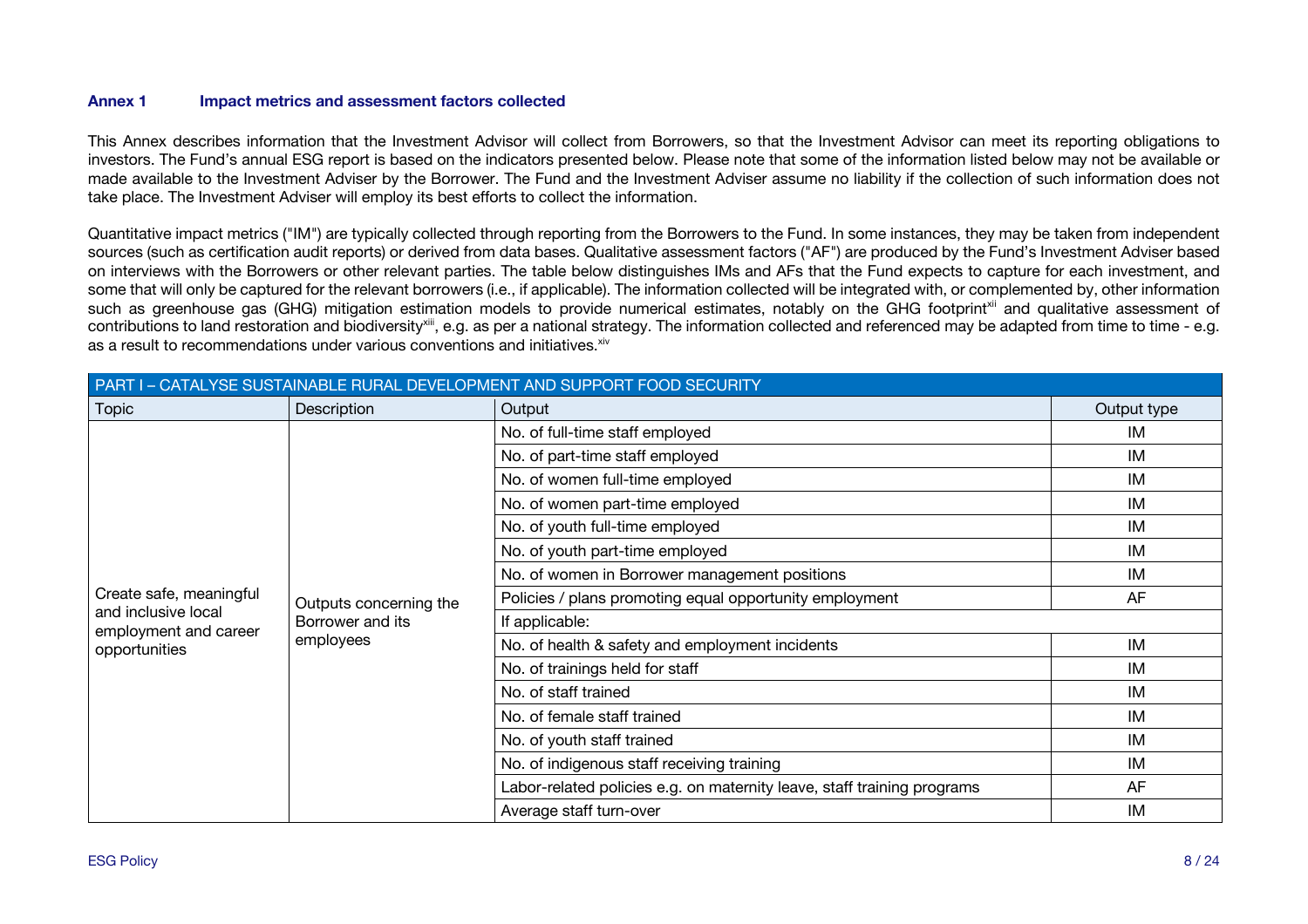### Annex 1 Impact metrics and assessment factors collected

This Annex describes information that the Investment Advisor will collect from Borrowers, so that the Investment Advisor can meet its reporting obligations to investors. The Fund's annual ESG report is based on the indicators presented below. Please note that some of the information listed below may not be available or made available to the Investment Adviser by the Borrower. The Fund and the Investment Adviser assume no liability if the collection of such information does not take place. The Investment Adviser will employ its best efforts to collect the information.

Quantitative impact metrics ("IM") are typically collected through reporting from the Borrowers to the Fund. In some instances, they may be taken from independent sources (such as certification audit reports) or derived from data bases. Qualitative assessment factors ("AF") are produced by the Fund's Investment Adviser based on interviews with the Borrowers or other relevant parties. The table below distinguishes IMs and AFs that the Fund expects to capture for each investment, and some that will only be captured for the relevant borrowers (i.e., if applicable). The information collected will be integrated with, or complemented by, other information such as greenhouse gas (GHG) mitigation estimation models to provide numerical estimates, notably on the GHG footprint[xii] and qualitative assessment of contributions to land restoration and biodiversity[xiii], e.g. as per a national strategy. The information collected and referenced may be adapted from time to time - e.g. as a result to recommendations under various conventions and initiatives.[xiv]

| PART I – CATALYSE SUSTAINABLE RURAL DEVELOPMENT AND SUPPORT FOOD SECURITY | | | |
|---|---|---|---|
| Topic | Description | Output | Output type |
| Create safe, meaningful and inclusive local employment and career opportunities | Outputs concerning the Borrower and its employees | No. of full-time staff employed | IM |
| | | No. of part-time staff employed | IM |
| | | No. of women full-time employed | IM |
| | | No. of women part-time employed | IM |
| | | No. of youth full-time employed | IM |
| | | No. of youth part-time employed | IM |
| | | No. of women in Borrower management positions | IM |
| | | Policies / plans promoting equal opportunity employment | AF |
| | | If applicable: | |
| | | No. of health & safety and employment incidents | IM |
| | | No. of trainings held for staff | IM |
| | | No. of staff trained | IM |
| | | No. of female staff trained | IM |
| | | No. of youth staff trained | IM |
| | | No. of indigenous staff receiving training | IM |
| | | Labor-related policies e.g. on maternity leave, staff training programs | AF |
| | | Average staff turn-over | IM |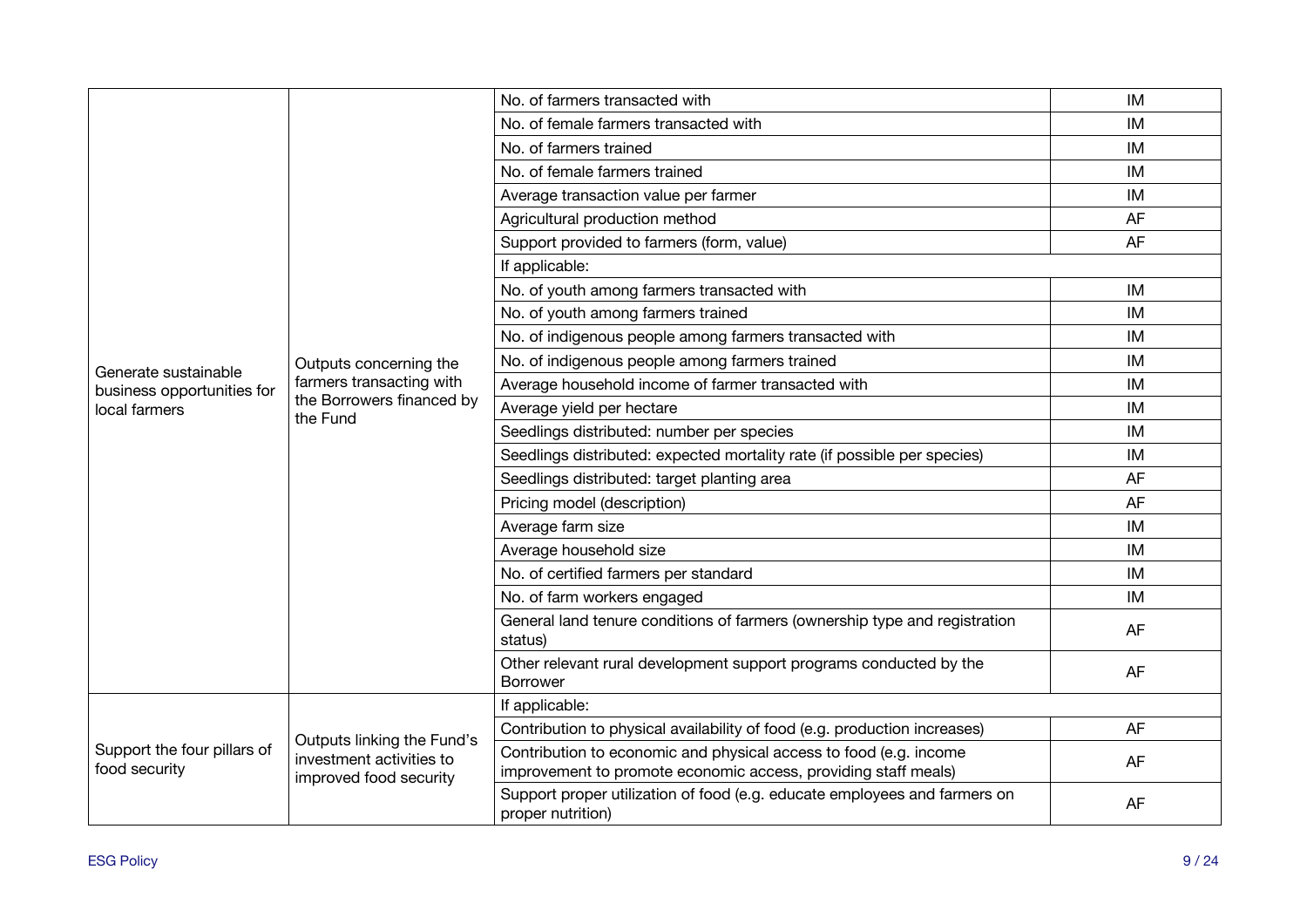| | | | |
|---|---|---|---|
| Generate sustainable business opportunities for local farmers | Outputs concerning the farmers transacting with the Borrowers financed by the Fund | No. of farmers transacted with | IM |
| | | No. of female farmers transacted with | IM |
| | | No. of farmers trained | IM |
| | | No. of female farmers trained | IM |
| | | Average transaction value per farmer | IM |
| | | Agricultural production method | AF |
| | | Support provided to farmers (form, value) | AF |
| | | If applicable: | |
| | | No. of youth among farmers transacted with | IM |
| | | No. of youth among farmers trained | IM |
| | | No. of indigenous people among farmers transacted with | IM |
| | | No. of indigenous people among farmers trained | IM |
| | | Average household income of farmer transacted with | IM |
| | | Average yield per hectare | IM |
| | | Seedlings distributed: number per species | IM |
| | | Seedlings distributed: expected mortality rate (if possible per species) | IM |
| | | Seedlings distributed: target planting area | AF |
| | | Pricing model (description) | AF |
| | | Average farm size | IM |
| | | Average household size | IM |
| | | No. of certified farmers per standard | IM |
| | | No. of farm workers engaged | IM |
| | | General land tenure conditions of farmers (ownership type and registration status) | AF |
| | | Other relevant rural development support programs conducted by the Borrower | AF |
| Support the four pillars of food security | Outputs linking the Fund's investment activities to improved food security | If applicable: | |
| | | Contribution to physical availability of food (e.g. production increases) | AF |
| | | Contribution to economic and physical access to food (e.g. income improvement to promote economic access, providing staff meals) | AF |
| | | Support proper utilization of food (e.g. educate employees and farmers on proper nutrition) | AF |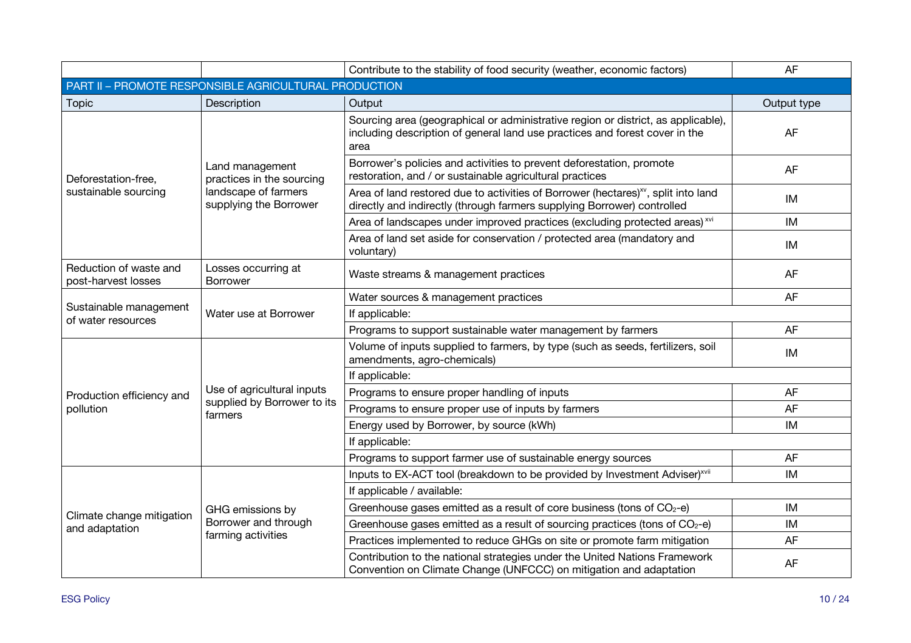| Topic | Description | Output | Output type |
|---|---|---|---|
| | | Contribute to the stability of food security (weather, economic factors) | AF |
| **PART II – PROMOTE RESPONSIBLE AGRICULTURAL PRODUCTION** | | | |
| Topic | Description | Output | Output type |
| Deforestation-free, sustainable sourcing | Land management practices in the sourcing landscape of farmers supplying the Borrower | Sourcing area (geographical or administrative region or district, as applicable), including description of general land use practices and forest cover in the area | AF |
| | | Borrower's policies and activities to prevent deforestation, promote restoration, and / or sustainable agricultural practices | AF |
| | | Area of land restored due to activities of Borrower (hectares)[xv], split into land directly and indirectly (through farmers supplying Borrower) controlled | IM |
| | | Area of landscapes under improved practices (excluding protected areas)[xvi] | IM |
| | | Area of land set aside for conservation / protected area (mandatory and voluntary) | IM |
| Reduction of waste and post-harvest losses | Losses occurring at Borrower | Waste streams & management practices | AF |
| Sustainable management of water resources | Water use at Borrower | Water sources & management practices | AF |
| | | If applicable: | |
| | | Programs to support sustainable water management by farmers | AF |
| Production efficiency and pollution | Use of agricultural inputs supplied by Borrower to its farmers | Volume of inputs supplied to farmers, by type (such as seeds, fertilizers, soil amendments, agro-chemicals) | IM |
| | | If applicable: | |
| | | Programs to ensure proper handling of inputs | AF |
| | | Programs to ensure proper use of inputs by farmers | AF |
| | | Energy used by Borrower, by source (kWh) | IM |
| | | If applicable: | |
| | | Programs to support farmer use of sustainable energy sources | AF |
| Climate change mitigation and adaptation | GHG emissions by Borrower and through farming activities | Inputs to EX-ACT tool (breakdown to be provided by Investment Adviser)[xvii] | IM |
| | | If applicable / available: | |
| | | Greenhouse gases emitted as a result of core business (tons of $CO_2$-e) | IM |
| | | Greenhouse gases emitted as a result of sourcing practices (tons of $CO_2$-e) | IM |
| | | Practices implemented to reduce GHGs on site or promote farm mitigation | AF |
| | | Contribution to the national strategies under the United Nations Framework Convention on Climate Change (UNFCCC) on mitigation and adaptation | AF |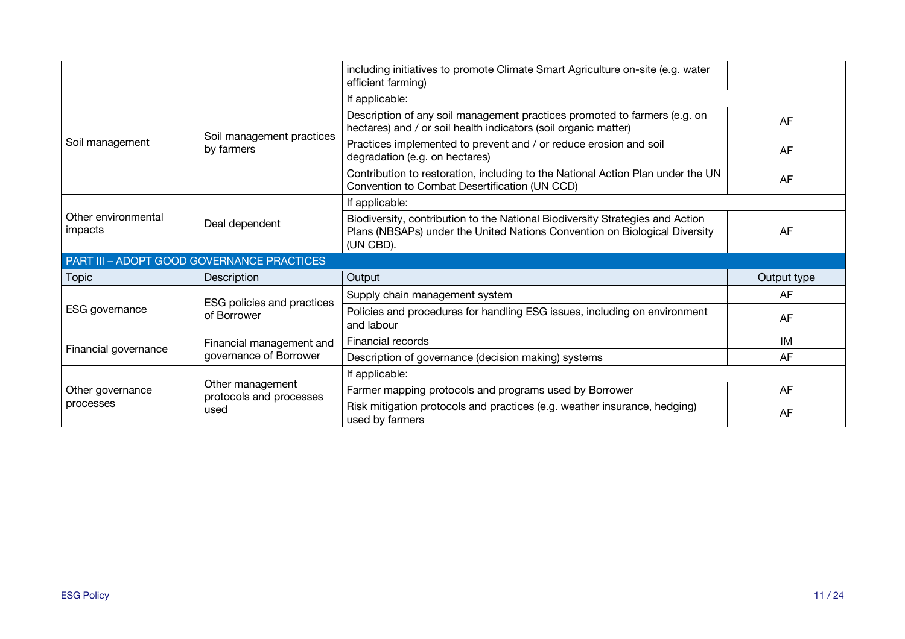| | | including initiatives to promote Climate Smart Agriculture on-site (e.g. water efficient farming) | |
|---|---|---|---|
| Soil management | Soil management practices by farmers | If applicable: | |
| | | Description of any soil management practices promoted to farmers (e.g. on hectares) and / or soil health indicators (soil organic matter) | AF |
| | | Practices implemented to prevent and / or reduce erosion and soil degradation (e.g. on hectares) | AF |
| | | Contribution to restoration, including to the National Action Plan under the UN Convention to Combat Desertification (UN CCD) | AF |
| Other environmental impacts | Deal dependent | If applicable: | |
| | | Biodiversity, contribution to the National Biodiversity Strategies and Action Plans (NBSAPs) under the United Nations Convention on Biological Diversity (UN CBD). | AF |
| **PART III – ADOPT GOOD GOVERNANCE PRACTICES** | | | |
| Topic | Description | Output | Output type |
| ESG governance | ESG policies and practices of Borrower | Supply chain management system | AF |
| | | Policies and procedures for handling ESG issues, including on environment and labour | AF |
| Financial governance | Financial management and governance of Borrower | Financial records | IM |
| | | Description of governance (decision making) systems | AF |
| Other governance processes | Other management protocols and processes used | If applicable: | |
| | | Farmer mapping protocols and programs used by Borrower | AF |
| | | Risk mitigation protocols and practices (e.g. weather insurance, hedging) used by farmers | AF |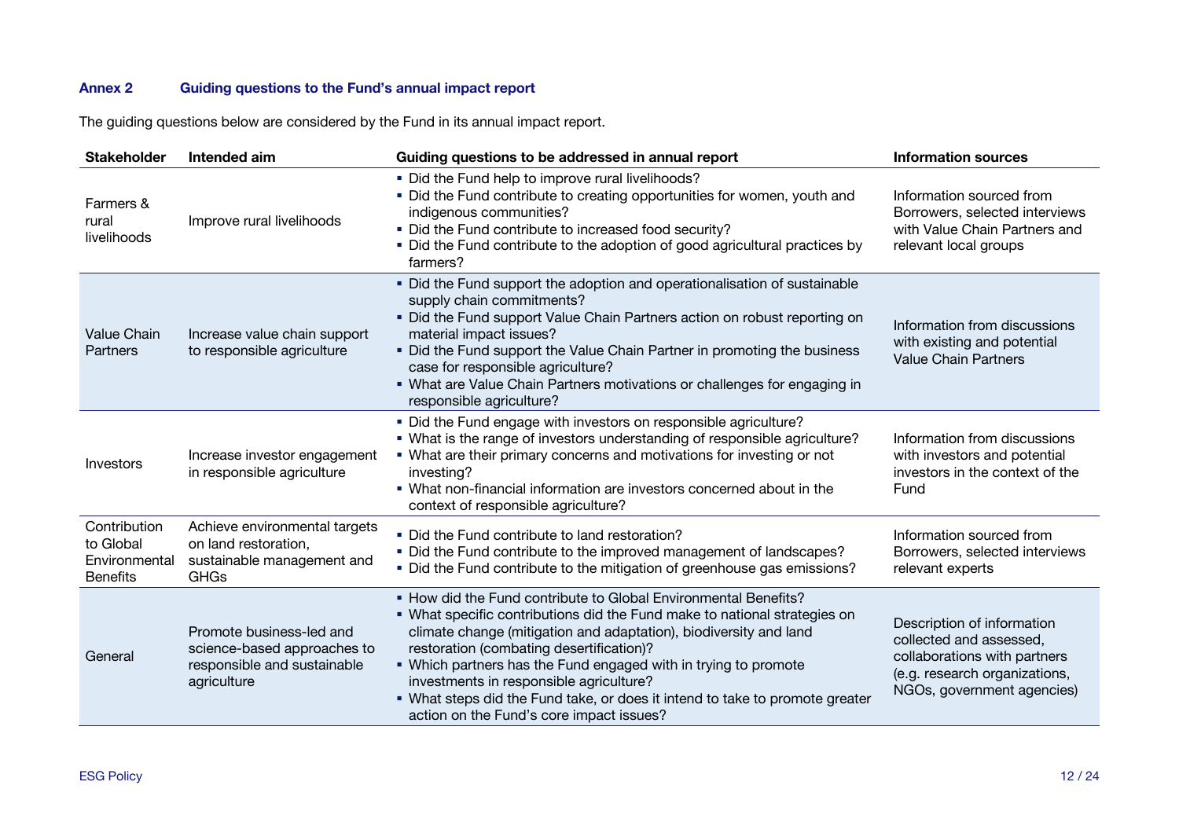## Annex 2 Guiding questions to the Fund's annual impact report

The guiding questions below are considered by the Fund in its annual impact report.

| Stakeholder | Intended aim | Guiding questions to be addressed in annual report | Information sources |
|---|---|---|---|
| Farmers & rural livelihoods | Improve rural livelihoods | ▪ Did the Fund help to improve rural livelihoods?<br>▪ Did the Fund contribute to creating opportunities for women, youth and indigenous communities?<br>▪ Did the Fund contribute to increased food security?<br>▪ Did the Fund contribute to the adoption of good agricultural practices by farmers? | Information sourced from Borrowers, selected interviews with Value Chain Partners and relevant local groups |
| Value Chain Partners | Increase value chain support to responsible agriculture | ▪ Did the Fund support the adoption and operationalisation of sustainable supply chain commitments?<br>▪ Did the Fund support Value Chain Partners action on robust reporting on material impact issues?<br>▪ Did the Fund support the Value Chain Partner in promoting the business case for responsible agriculture?<br>▪ What are Value Chain Partners motivations or challenges for engaging in responsible agriculture? | Information from discussions with existing and potential Value Chain Partners |
| Investors | Increase investor engagement in responsible agriculture | ▪ Did the Fund engage with investors on responsible agriculture?<br>▪ What is the range of investors understanding of responsible agriculture?<br>▪ What are their primary concerns and motivations for investing or not investing?<br>▪ What non-financial information are investors concerned about in the context of responsible agriculture? | Information from discussions with investors and potential investors in the context of the Fund |
| Contribution to Global Environmental Benefits | Achieve environmental targets on land restoration, sustainable management and GHGs | ▪ Did the Fund contribute to land restoration?<br>▪ Did the Fund contribute to the improved management of landscapes?<br>▪ Did the Fund contribute to the mitigation of greenhouse gas emissions? | Information sourced from Borrowers, selected interviews relevant experts |
| General | Promote business-led and science-based approaches to responsible and sustainable agriculture | ▪ How did the Fund contribute to Global Environmental Benefits?<br>▪ What specific contributions did the Fund make to national strategies on climate change (mitigation and adaptation), biodiversity and land restoration (combating desertification)?<br>▪ Which partners has the Fund engaged with in trying to promote investments in responsible agriculture?<br>▪ What steps did the Fund take, or does it intend to take to promote greater action on the Fund's core impact issues? | Description of information collected and assessed, collaborations with partners (e.g. research organizations, NGOs, government agencies) |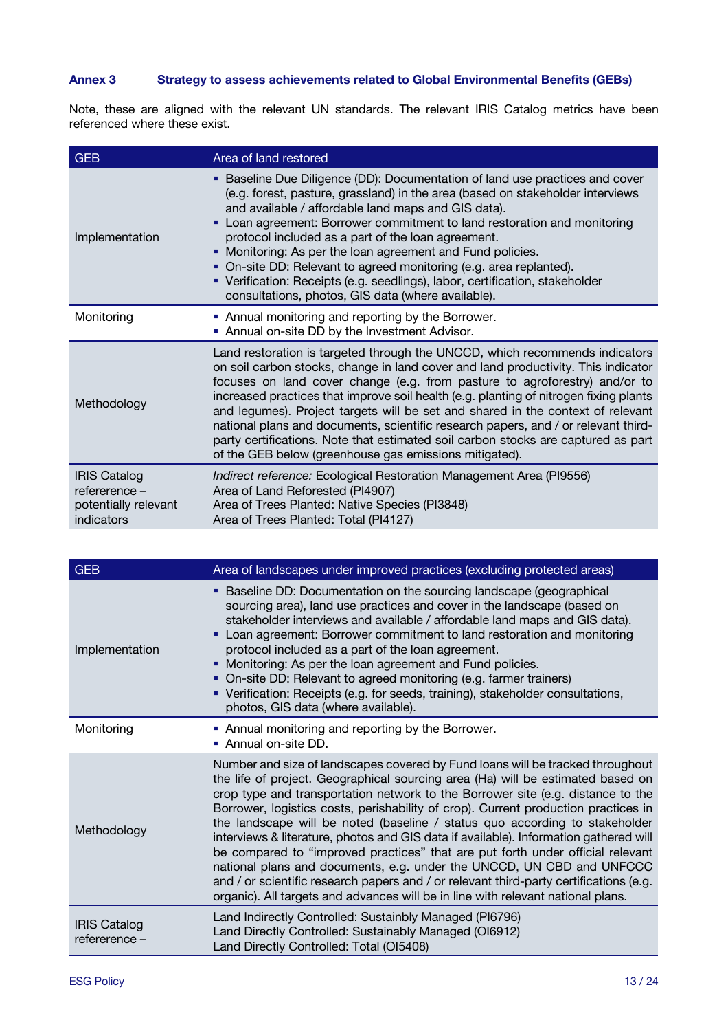## Annex 3 Strategy to assess achievements related to Global Environmental Benefits (GEBs)

Note, these are aligned with the relevant UN standards. The relevant IRIS Catalog metrics have been referenced where these exist.

| GEB | Area of land restored |
|---|---|
| Implementation | ▪ Baseline Due Diligence (DD): Documentation of land use practices and cover (e.g. forest, pasture, grassland) in the area (based on stakeholder interviews and available / affordable land maps and GIS data).<br>▪ Loan agreement: Borrower commitment to land restoration and monitoring protocol included as a part of the loan agreement.<br>▪ Monitoring: As per the loan agreement and Fund policies.<br>▪ On-site DD: Relevant to agreed monitoring (e.g. area replanted).<br>▪ Verification: Receipts (e.g. seedlings), labor, certification, stakeholder consultations, photos, GIS data (where available). |
| Monitoring | ▪ Annual monitoring and reporting by the Borrower.<br>▪ Annual on-site DD by the Investment Advisor. |
| Methodology | Land restoration is targeted through the UNCCD, which recommends indicators on soil carbon stocks, change in land cover and land productivity. This indicator focuses on land cover change (e.g. from pasture to agroforestry) and/or to increased practices that improve soil health (e.g. planting of nitrogen fixing plants and legumes). Project targets will be set and shared in the context of relevant national plans and documents, scientific research papers, and / or relevant third-party certifications. Note that estimated soil carbon stocks are captured as part of the GEB below (greenhouse gas emissions mitigated). |
| IRIS Catalog refererence – potentially relevant indicators | *Indirect reference:* Ecological Restoration Management Area (PI9556)<br>Area of Land Reforested (PI4907)<br>Area of Trees Planted: Native Species (PI3848)<br>Area of Trees Planted: Total (PI4127) |

| GEB | Area of landscapes under improved practices (excluding protected areas) |
|---|---|
| Implementation | ▪ Baseline DD: Documentation on the sourcing landscape (geographical sourcing area), land use practices and cover in the landscape (based on stakeholder interviews and available / affordable land maps and GIS data).<br>▪ Loan agreement: Borrower commitment to land restoration and monitoring protocol included as a part of the loan agreement.<br>▪ Monitoring: As per the loan agreement and Fund policies.<br>▪ On-site DD: Relevant to agreed monitoring (e.g. farmer trainers)<br>▪ Verification: Receipts (e.g. for seeds, training), stakeholder consultations, photos, GIS data (where available). |
| Monitoring | ▪ Annual monitoring and reporting by the Borrower.<br>▪ Annual on-site DD. |
| Methodology | Number and size of landscapes covered by Fund loans will be tracked throughout the life of project. Geographical sourcing area (Ha) will be estimated based on crop type and transportation network to the Borrower site (e.g. distance to the Borrower, logistics costs, perishability of crop). Current production practices in the landscape will be noted (baseline / status quo according to stakeholder interviews & literature, photos and GIS data if available). Information gathered will be compared to "improved practices" that are put forth under official relevant national plans and documents, e.g. under the UNCCD, UN CBD and UNFCCC and / or scientific research papers and / or relevant third-party certifications (e.g. organic). All targets and advances will be in line with relevant national plans. |
| IRIS Catalog refererence – | Land Indirectly Controlled: Sustainbly Managed (PI6796)<br>Land Directly Controlled: Sustainably Managed (OI6912)<br>Land Directly Controlled: Total (OI5408) |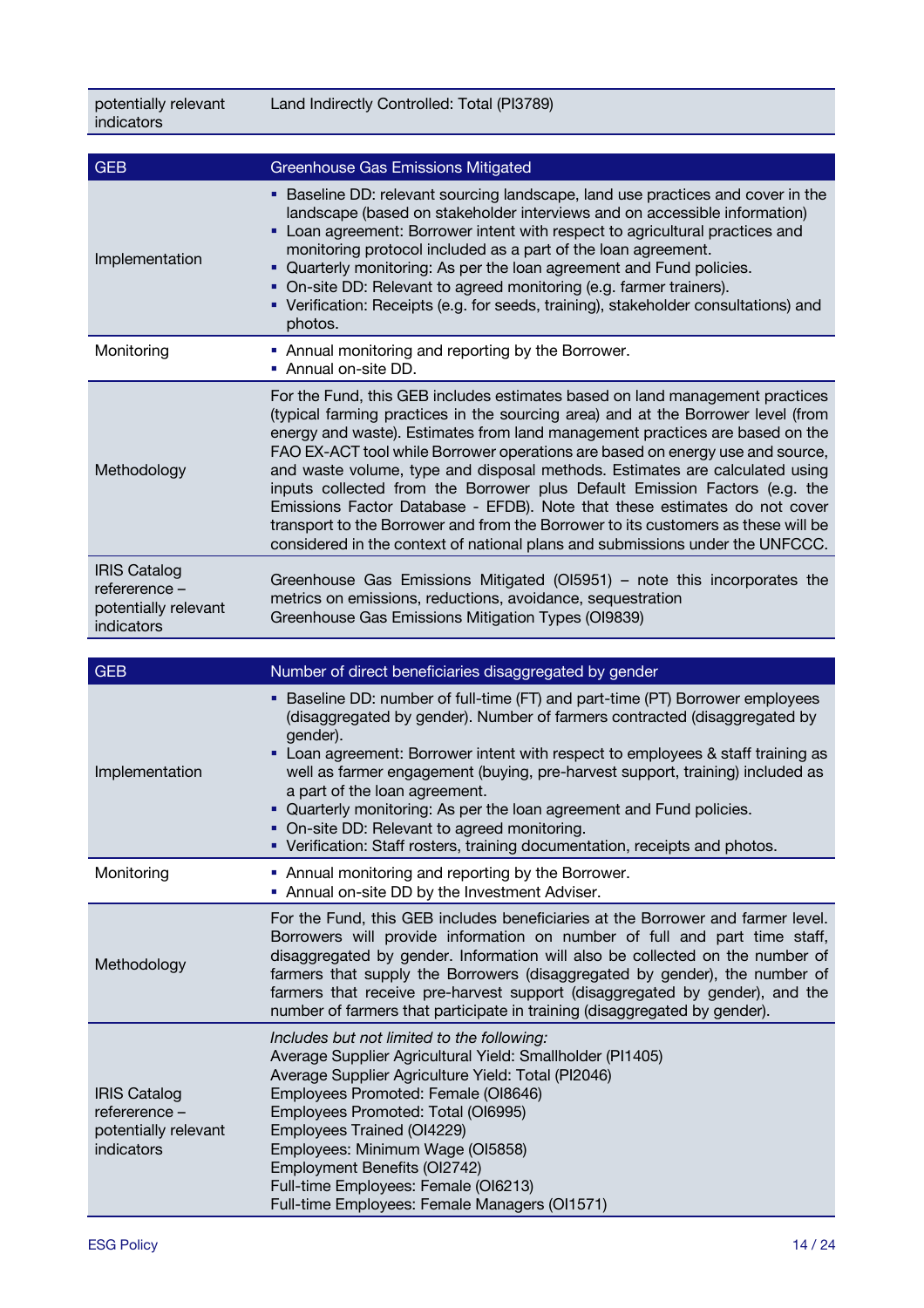| potentially relevant indicators | Land Indirectly Controlled: Total (PI3789) |
|---|---|

| GEB | Greenhouse Gas Emissions Mitigated |
|---|---|
| Implementation | ▪ Baseline DD: relevant sourcing landscape, land use practices and cover in the landscape (based on stakeholder interviews and on accessible information)<br>▪ Loan agreement: Borrower intent with respect to agricultural practices and monitoring protocol included as a part of the loan agreement.<br>▪ Quarterly monitoring: As per the loan agreement and Fund policies.<br>▪ On-site DD: Relevant to agreed monitoring (e.g. farmer trainers).<br>▪ Verification: Receipts (e.g. for seeds, training), stakeholder consultations) and photos. |
| Monitoring | ▪ Annual monitoring and reporting by the Borrower.<br>▪ Annual on-site DD. |
| Methodology | For the Fund, this GEB includes estimates based on land management practices (typical farming practices in the sourcing area) and at the Borrower level (from energy and waste). Estimates from land management practices are based on the FAO EX-ACT tool while Borrower operations are based on energy use and source, and waste volume, type and disposal methods. Estimates are calculated using inputs collected from the Borrower plus Default Emission Factors (e.g. the Emissions Factor Database - EFDB). Note that these estimates do not cover transport to the Borrower and from the Borrower to its customers as these will be considered in the context of national plans and submissions under the UNFCCC. |
| IRIS Catalog refererence – potentially relevant indicators | Greenhouse Gas Emissions Mitigated (OI5951) – note this incorporates the metrics on emissions, reductions, avoidance, sequestration<br>Greenhouse Gas Emissions Mitigation Types (OI9839) |

| GEB | Number of direct beneficiaries disaggregated by gender |
|---|---|
| Implementation | ▪ Baseline DD: number of full-time (FT) and part-time (PT) Borrower employees (disaggregated by gender). Number of farmers contracted (disaggregated by gender).<br>▪ Loan agreement: Borrower intent with respect to employees & staff training as well as farmer engagement (buying, pre-harvest support, training) included as a part of the loan agreement.<br>▪ Quarterly monitoring: As per the loan agreement and Fund policies.<br>▪ On-site DD: Relevant to agreed monitoring.<br>▪ Verification: Staff rosters, training documentation, receipts and photos. |
| Monitoring | ▪ Annual monitoring and reporting by the Borrower.<br>▪ Annual on-site DD by the Investment Adviser. |
| Methodology | For the Fund, this GEB includes beneficiaries at the Borrower and farmer level. Borrowers will provide information on number of full and part time staff, disaggregated by gender. Information will also be collected on the number of farmers that supply the Borrowers (disaggregated by gender), the number of farmers that receive pre-harvest support (disaggregated by gender), and the number of farmers that participate in training (disaggregated by gender). |
| IRIS Catalog refererence – potentially relevant indicators | *Includes but not limited to the following:*<br>Average Supplier Agricultural Yield: Smallholder (PI1405)<br>Average Supplier Agriculture Yield: Total (PI2046)<br>Employees Promoted: Female (OI8646)<br>Employees Promoted: Total (OI6995)<br>Employees Trained (OI4229)<br>Employees: Minimum Wage (OI5858)<br>Employment Benefits (OI2742)<br>Full-time Employees: Female (OI6213)<br>Full-time Employees: Female Managers (OI1571) |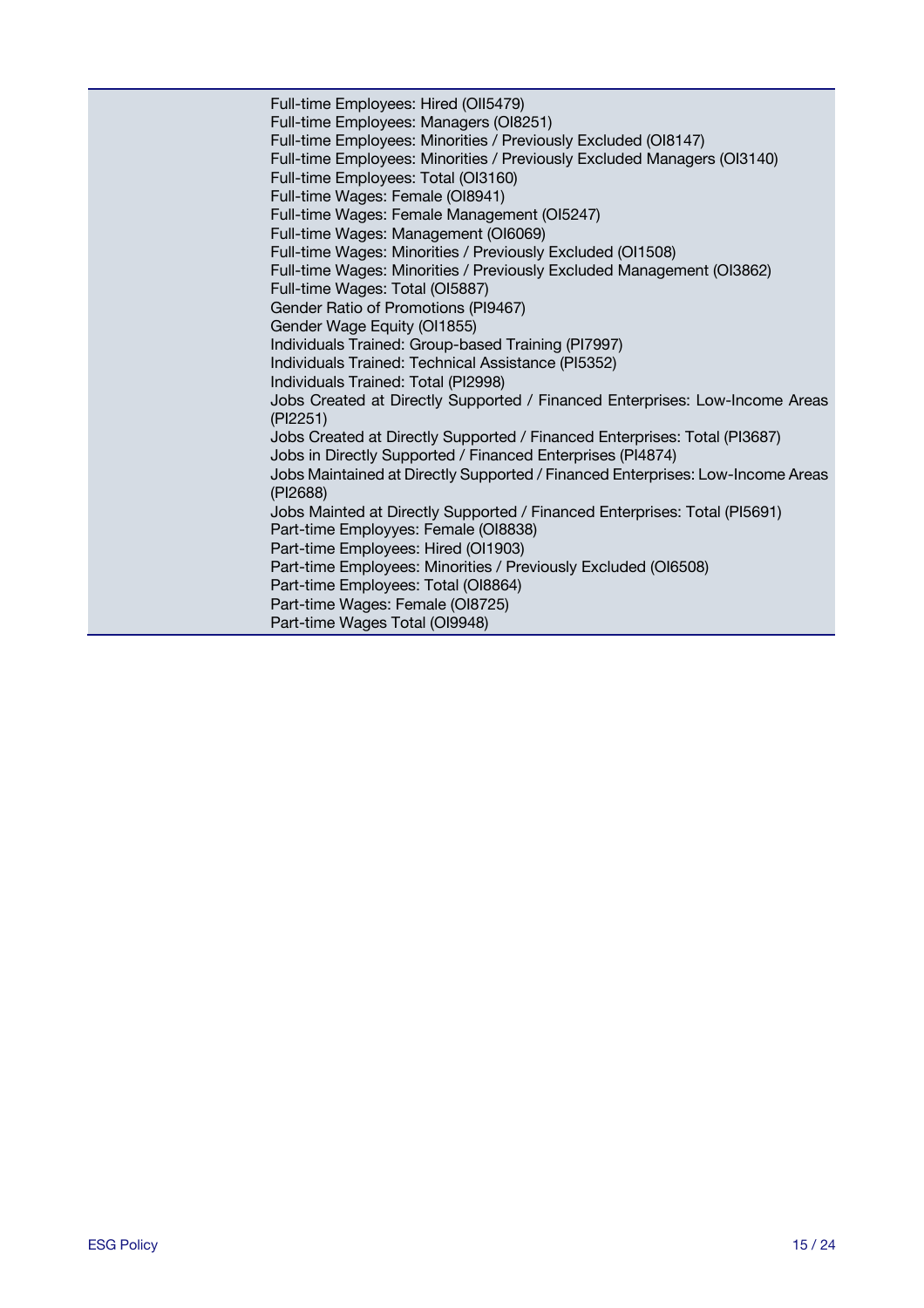| | |
|---|---|
| | Full-time Employees: Hired (OII5479)<br>Full-time Employees: Managers (OI8251)<br>Full-time Employees: Minorities / Previously Excluded (OI8147)<br>Full-time Employees: Minorities / Previously Excluded Managers (OI3140)<br>Full-time Employees: Total (OI3160)<br>Full-time Wages: Female (OI8941)<br>Full-time Wages: Female Management (OI5247)<br>Full-time Wages: Management (OI6069)<br>Full-time Wages: Minorities / Previously Excluded (OI1508)<br>Full-time Wages: Minorities / Previously Excluded Management (OI3862)<br>Full-time Wages: Total (OI5887)<br>Gender Ratio of Promotions (PI9467)<br>Gender Wage Equity (OI1855)<br>Individuals Trained: Group-based Training (PI7997)<br>Individuals Trained: Technical Assistance (PI5352)<br>Individuals Trained: Total (PI2998)<br>Jobs Created at Directly Supported / Financed Enterprises: Low-Income Areas (PI2251)<br>Jobs Created at Directly Supported / Financed Enterprises: Total (PI3687)<br>Jobs in Directly Supported / Financed Enterprises (PI4874)<br>Jobs Maintained at Directly Supported / Financed Enterprises: Low-Income Areas (PI2688)<br>Jobs Mainted at Directly Supported / Financed Enterprises: Total (PI5691)<br>Part-time Employyes: Female (OI8838)<br>Part-time Employees: Hired (OI1903)<br>Part-time Employees: Minorities / Previously Excluded (OI6508)<br>Part-time Employees: Total (OI8864)<br>Part-time Wages: Female (OI8725)<br>Part-time Wages Total (OI9948) |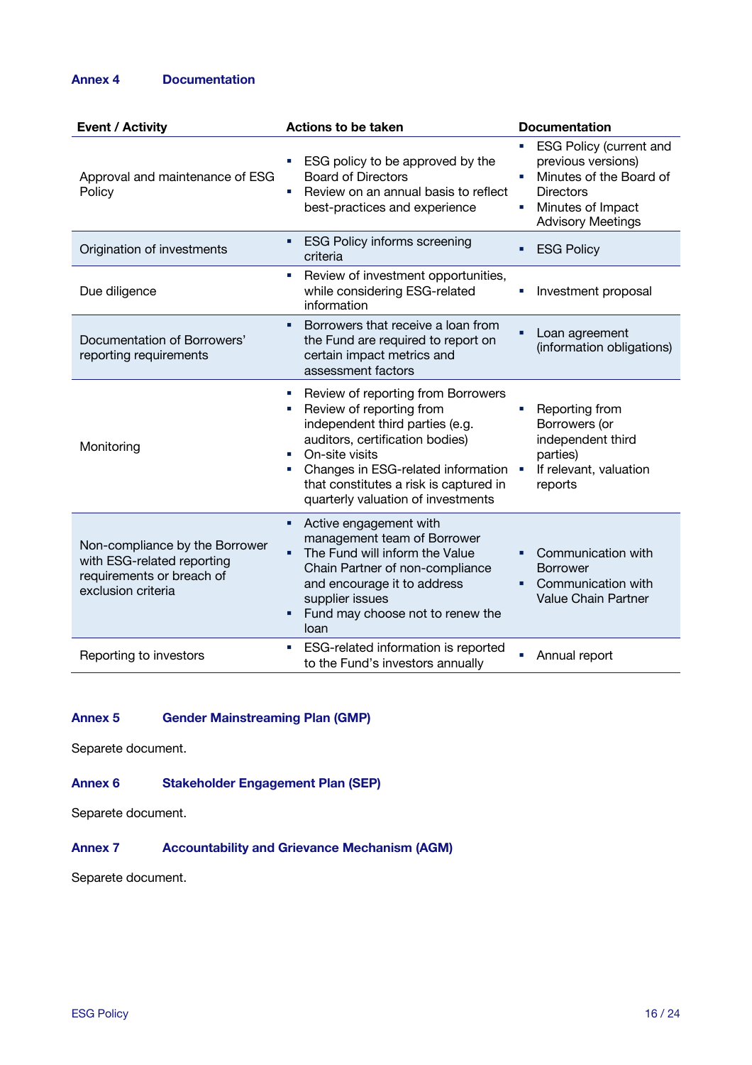## Annex 4 Documentation

| Event / Activity | Actions to be taken | Documentation |
|---|---|---|
| Approval and maintenance of ESG Policy | ▪ ESG policy to be approved by the Board of Directors<br>▪ Review on an annual basis to reflect best-practices and experience | ▪ ESG Policy (current and previous versions)<br>▪ Minutes of the Board of Directors<br>▪ Minutes of Impact Advisory Meetings |
| Origination of investments | ▪ ESG Policy informs screening criteria | ▪ ESG Policy |
| Due diligence | ▪ Review of investment opportunities, while considering ESG-related information | ▪ Investment proposal |
| Documentation of Borrowers' reporting requirements | ▪ Borrowers that receive a loan from the Fund are required to report on certain impact metrics and assessment factors | ▪ Loan agreement (information obligations) |
| Monitoring | ▪ Review of reporting from Borrowers<br>▪ Review of reporting from independent third parties (e.g. auditors, certification bodies)<br>▪ On-site visits<br>▪ Changes in ESG-related information that constitutes a risk is captured in quarterly valuation of investments | ▪ Reporting from Borrowers (or independent third parties)<br>▪ If relevant, valuation reports |
| Non-compliance by the Borrower with ESG-related reporting requirements or breach of exclusion criteria | ▪ Active engagement with management team of Borrower<br>▪ The Fund will inform the Value Chain Partner of non-compliance and encourage it to address supplier issues<br>▪ Fund may choose not to renew the loan | ▪ Communication with Borrower<br>▪ Communication with Value Chain Partner |
| Reporting to investors | ▪ ESG-related information is reported to the Fund's investors annually | ▪ Annual report |

## Annex 5 Gender Mainstreaming Plan (GMP)

Separete document.

## Annex 6 Stakeholder Engagement Plan (SEP)

Separete document.

## Annex 7 Accountability and Grievance Mechanism (AGM)

Separete document.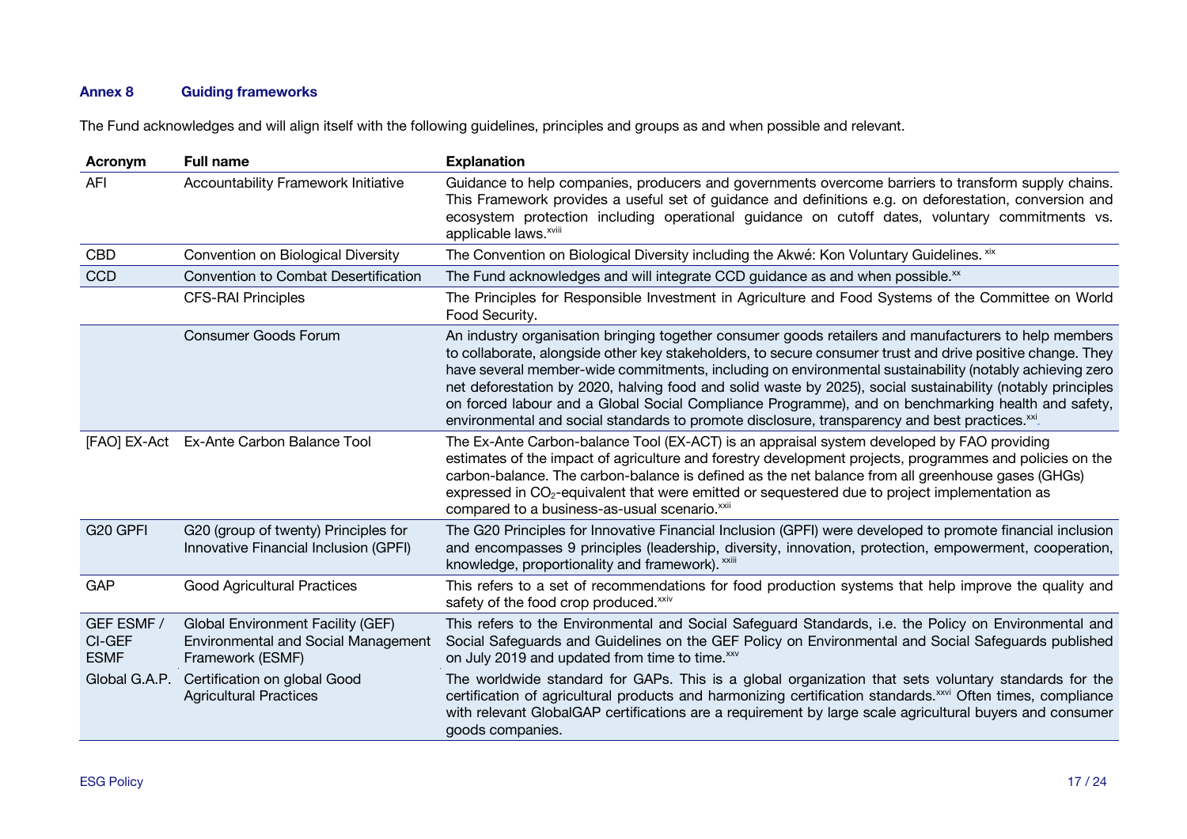## Annex 8 Guiding frameworks

The Fund acknowledges and will align itself with the following guidelines, principles and groups as and when possible and relevant.

| Acronym | Full name | Explanation |
|---|---|---|
| AFI | Accountability Framework Initiative | Guidance to help companies, producers and governments overcome barriers to transform supply chains. This Framework provides a useful set of guidance and definitions e.g. on deforestation, conversion and ecosystem protection including operational guidance on cutoff dates, voluntary commitments vs. applicable laws.[xviii] |
| CBD | Convention on Biological Diversity | The Convention on Biological Diversity including the Akwé: Kon Voluntary Guidelines. [xix] |
| CCD | Convention to Combat Desertification | The Fund acknowledges and will integrate CCD guidance as and when possible.[xx] |
| | CFS-RAI Principles | The Principles for Responsible Investment in Agriculture and Food Systems of the Committee on World Food Security. |
| | Consumer Goods Forum | An industry organisation bringing together consumer goods retailers and manufacturers to help members to collaborate, alongside other key stakeholders, to secure consumer trust and drive positive change. They have several member-wide commitments, including on environmental sustainability (notably achieving zero net deforestation by 2020, halving food and solid waste by 2025), social sustainability (notably principles on forced labour and a Global Social Compliance Programme), and on benchmarking health and safety, environmental and social standards to promote disclosure, transparency and best practices.[xxi] |
| [FAO] EX-Act | Ex-Ante Carbon Balance Tool | The Ex-Ante Carbon-balance Tool (EX-ACT) is an appraisal system developed by FAO providing estimates of the impact of agriculture and forestry development projects, programmes and policies on the carbon-balance. The carbon-balance is defined as the net balance from all greenhouse gases (GHGs) expressed in $CO_2$-equivalent that were emitted or sequestered due to project implementation as compared to a business-as-usual scenario.[xxii] |
| G20 GPFI | G20 (group of twenty) Principles for Innovative Financial Inclusion (GPFI) | The G20 Principles for Innovative Financial Inclusion (GPFI) were developed to promote financial inclusion and encompasses 9 principles (leadership, diversity, innovation, protection, empowerment, cooperation, knowledge, proportionality and framework). [xxiii] |
| GAP | Good Agricultural Practices | This refers to a set of recommendations for food production systems that help improve the quality and safety of the food crop produced.[xxiv] |
| GEF ESMF / CI-GEF ESMF | Global Environment Facility (GEF) Environmental and Social Management Framework (ESMF) | This refers to the Environmental and Social Safeguard Standards, i.e. the Policy on Environmental and Social Safeguards and Guidelines on the GEF Policy on Environmental and Social Safeguards published on July 2019 and updated from time to time.[xxv] |
| Global G.A.P. | Certification on global Good Agricultural Practices | The worldwide standard for GAPs. This is a global organization that sets voluntary standards for the certification of agricultural products and harmonizing certification standards.[xxvi] Often times, compliance with relevant GlobalGAP certifications are a requirement by large scale agricultural buyers and consumer goods companies. |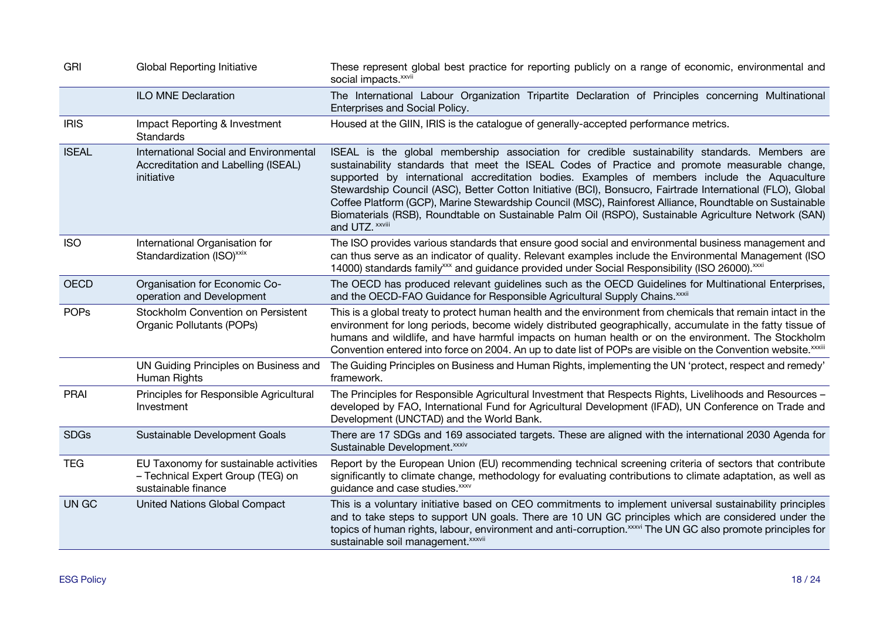| | | |
|---|---|---|
| GRI | Global Reporting Initiative | These represent global best practice for reporting publicly on a range of economic, environmental and social impacts.[xxvii] |
| | ILO MNE Declaration | The International Labour Organization Tripartite Declaration of Principles concerning Multinational Enterprises and Social Policy. |
| IRIS | Impact Reporting & Investment Standards | Housed at the GIIN, IRIS is the catalogue of generally-accepted performance metrics. |
| ISEAL | International Social and Environmental Accreditation and Labelling (ISEAL) initiative | ISEAL is the global membership association for credible sustainability standards. Members are sustainability standards that meet the ISEAL Codes of Practice and promote measurable change, supported by international accreditation bodies. Examples of members include the Aquaculture Stewardship Council (ASC), Better Cotton Initiative (BCI), Bonsucro, Fairtrade International (FLO), Global Coffee Platform (GCP), Marine Stewardship Council (MSC), Rainforest Alliance, Roundtable on Sustainable Biomaterials (RSB), Roundtable on Sustainable Palm Oil (RSPO), Sustainable Agriculture Network (SAN) and UTZ.[xxviii] |
| ISO | International Organisation for Standardization (ISO)[xxix] | The ISO provides various standards that ensure good social and environmental business management and can thus serve as an indicator of quality. Relevant examples include the Environmental Management (ISO 14000) standards family[xxx] and guidance provided under Social Responsibility (ISO 26000).[xxxi] |
| OECD | Organisation for Economic Co-operation and Development | The OECD has produced relevant guidelines such as the OECD Guidelines for Multinational Enterprises, and the OECD-FAO Guidance for Responsible Agricultural Supply Chains.[xxxii] |
| POPs | Stockholm Convention on Persistent Organic Pollutants (POPs) | This is a global treaty to protect human health and the environment from chemicals that remain intact in the environment for long periods, become widely distributed geographically, accumulate in the fatty tissue of humans and wildlife, and have harmful impacts on human health or on the environment. The Stockholm Convention entered into force on 2004. An up to date list of POPs are visible on the Convention website.[xxxiii] |
| | UN Guiding Principles on Business and Human Rights | The Guiding Principles on Business and Human Rights, implementing the UN 'protect, respect and remedy' framework. |
| PRAI | Principles for Responsible Agricultural Investment | The Principles for Responsible Agricultural Investment that Respects Rights, Livelihoods and Resources – developed by FAO, International Fund for Agricultural Development (IFAD), UN Conference on Trade and Development (UNCTAD) and the World Bank. |
| SDGs | Sustainable Development Goals | There are 17 SDGs and 169 associated targets. These are aligned with the international 2030 Agenda for Sustainable Development.[xxxiv] |
| TEG | EU Taxonomy for sustainable activities – Technical Expert Group (TEG) on sustainable finance | Report by the European Union (EU) recommending technical screening criteria of sectors that contribute significantly to climate change, methodology for evaluating contributions to climate adaptation, as well as guidance and case studies.[xxxv] |
| UN GC | United Nations Global Compact | This is a voluntary initiative based on CEO commitments to implement universal sustainability principles and to take steps to support UN goals. There are 10 UN GC principles which are considered under the topics of human rights, labour, environment and anti-corruption.[xxxvi] The UN GC also promote principles for sustainable soil management.[xxxvii] |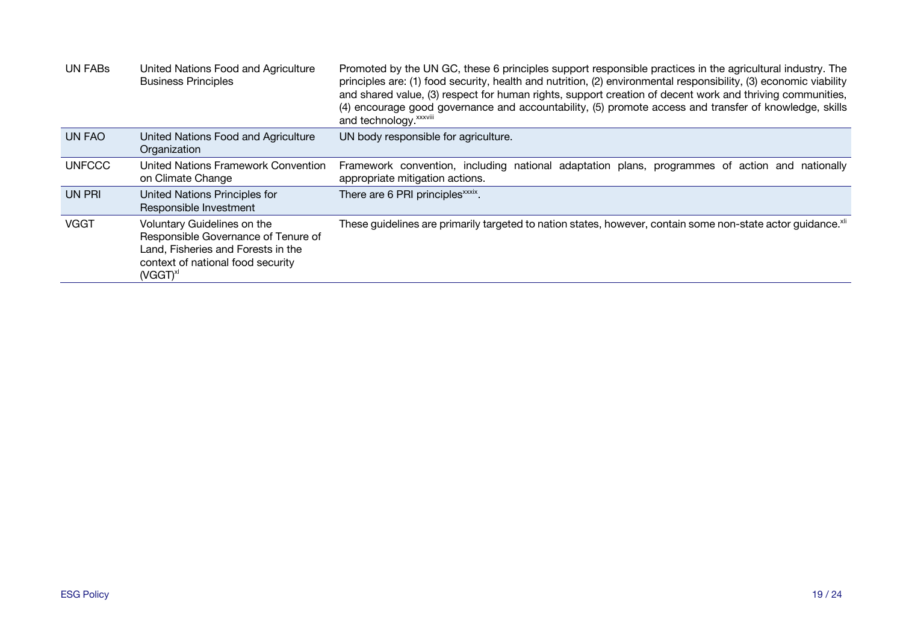| | | |
|---|---|---|
| UN FABs | United Nations Food and Agriculture Business Principles | Promoted by the UN GC, these 6 principles support responsible practices in the agricultural industry. The principles are: (1) food security, health and nutrition, (2) environmental responsibility, (3) economic viability and shared value, (3) respect for human rights, support creation of decent work and thriving communities, (4) encourage good governance and accountability, (5) promote access and transfer of knowledge, skills and technology.[xxxviii] |
| UN FAO | United Nations Food and Agriculture Organization | UN body responsible for agriculture. |
| UNFCCC | United Nations Framework Convention on Climate Change | Framework convention, including national adaptation plans, programmes of action and nationally appropriate mitigation actions. |
| UN PRI | United Nations Principles for Responsible Investment | There are 6 PRI principles[xxxix]. |
| VGGT | Voluntary Guidelines on the Responsible Governance of Tenure of Land, Fisheries and Forests in the context of national food security (VGGT)[xl] | These guidelines are primarily targeted to nation states, however, contain some non-state actor guidance.[xli] |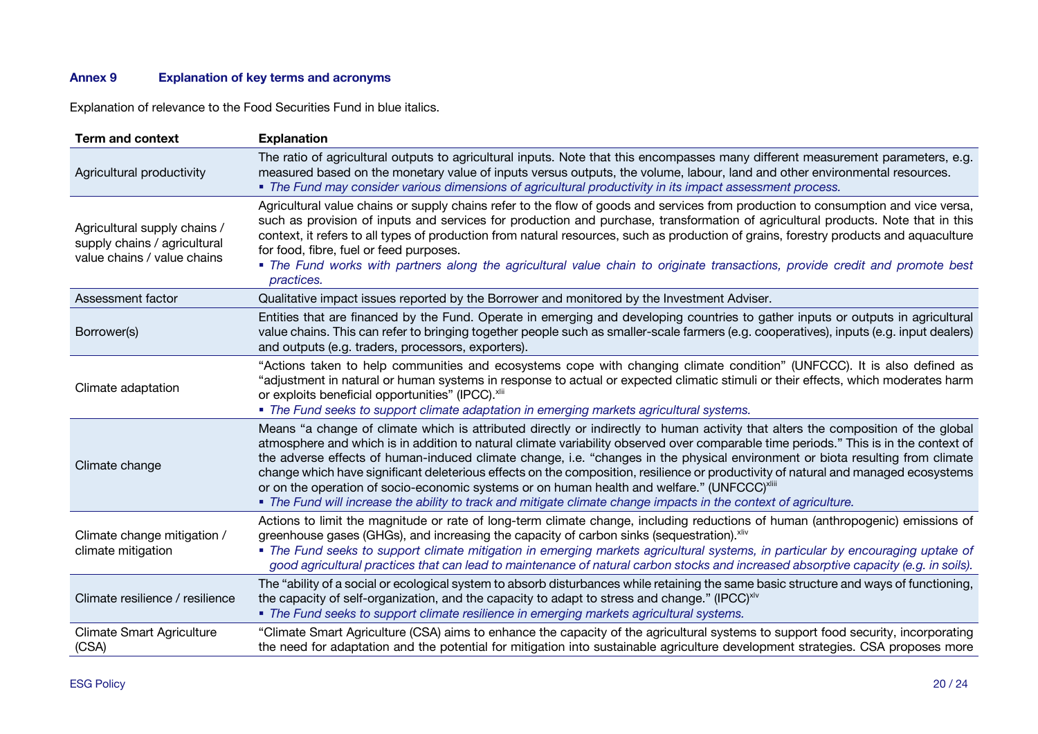### Annex 9 Explanation of key terms and acronyms

Explanation of relevance to the Food Securities Fund in blue italics.

| Term and context | Explanation |
| --- | --- |
| Agricultural productivity | The ratio of agricultural outputs to agricultural inputs. Note that this encompasses many different measurement parameters, e.g. measured based on the monetary value of inputs versus outputs, the volume, labour, land and other environmental resources.<br>▪ *The Fund may consider various dimensions of agricultural productivity in its impact assessment process.* |
| Agricultural supply chains / supply chains / agricultural value chains / value chains | Agricultural value chains or supply chains refer to the flow of goods and services from production to consumption and vice versa, such as provision of inputs and services for production and purchase, transformation of agricultural products. Note that in this context, it refers to all types of production from natural resources, such as production of grains, forestry products and aquaculture for food, fibre, fuel or feed purposes.<br>▪ *The Fund works with partners along the agricultural value chain to originate transactions, provide credit and promote best practices.* |
| Assessment factor | Qualitative impact issues reported by the Borrower and monitored by the Investment Adviser. |
| Borrower(s) | Entities that are financed by the Fund. Operate in emerging and developing countries to gather inputs or outputs in agricultural value chains. This can refer to bringing together people such as smaller-scale farmers (e.g. cooperatives), inputs (e.g. input dealers) and outputs (e.g. traders, processors, exporters). |
| Climate adaptation | "Actions taken to help communities and ecosystems cope with changing climate condition" (UNFCCC). It is also defined as "adjustment in natural or human systems in response to actual or expected climatic stimuli or their effects, which moderates harm or exploits beneficial opportunities" (IPCC).[xlii]<br>▪ *The Fund seeks to support climate adaptation in emerging markets agricultural systems.* |
| Climate change | Means "a change of climate which is attributed directly or indirectly to human activity that alters the composition of the global atmosphere and which is in addition to natural climate variability observed over comparable time periods." This is in the context of the adverse effects of human-induced climate change, i.e. "changes in the physical environment or biota resulting from climate change which have significant deleterious effects on the composition, resilience or productivity of natural and managed ecosystems or on the operation of socio-economic systems or on human health and welfare." (UNFCCC)[xliii]<br>▪ *The Fund will increase the ability to track and mitigate climate change impacts in the context of agriculture.* |
| Climate change mitigation / climate mitigation | Actions to limit the magnitude or rate of long-term climate change, including reductions of human (anthropogenic) emissions of greenhouse gases (GHGs), and increasing the capacity of carbon sinks (sequestration).[xliv]<br>▪ *The Fund seeks to support climate mitigation in emerging markets agricultural systems, in particular by encouraging uptake of good agricultural practices that can lead to maintenance of natural carbon stocks and increased absorptive capacity (e.g. in soils).* |
| Climate resilience / resilience | The "ability of a social or ecological system to absorb disturbances while retaining the same basic structure and ways of functioning, the capacity of self-organization, and the capacity to adapt to stress and change." (IPCC)[xlv]<br>▪ *The Fund seeks to support climate resilience in emerging markets agricultural systems.* |
| Climate Smart Agriculture (CSA) | "Climate Smart Agriculture (CSA) aims to enhance the capacity of the agricultural systems to support food security, incorporating the need for adaptation and the potential for mitigation into sustainable agriculture development strategies. CSA proposes more |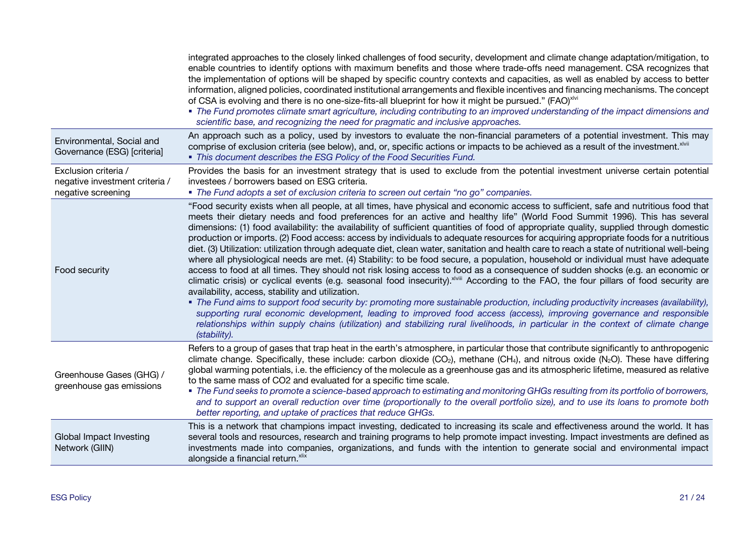| | |
|---|---|
| | integrated approaches to the closely linked challenges of food security, development and climate change adaptation/mitigation, to enable countries to identify options with maximum benefits and those where trade-offs need management. CSA recognizes that the implementation of options will be shaped by specific country contexts and capacities, as well as enabled by access to better information, aligned policies, coordinated institutional arrangements and flexible incentives and financing mechanisms. The concept of CSA is evolving and there is no one-size-fits-all blueprint for how it might be pursued." (FAO)[xlvi]<br>▪ *The Fund promotes climate smart agriculture, including contributing to an improved understanding of the impact dimensions and scientific base, and recognizing the need for pragmatic and inclusive approaches.* |
| Environmental, Social and Governance (ESG) [criteria] | An approach such as a policy, used by investors to evaluate the non-financial parameters of a potential investment. This may comprise of exclusion criteria (see below), and, or, specific actions or impacts to be achieved as a result of the investment.[xlvii]<br>▪ *This document describes the ESG Policy of the Food Securities Fund.* |
| Exclusion criteria / negative investment criteria / negative screening | Provides the basis for an investment strategy that is used to exclude from the potential investment universe certain potential investees / borrowers based on ESG criteria.<br>▪ *The Fund adopts a set of exclusion criteria to screen out certain "no go" companies.* |
| Food security | "Food security exists when all people, at all times, have physical and economic access to sufficient, safe and nutritious food that meets their dietary needs and food preferences for an active and healthy life" (World Food Summit 1996). This has several dimensions: (1) food availability: the availability of sufficient quantities of food of appropriate quality, supplied through domestic production or imports. (2) Food access: access by individuals to adequate resources for acquiring appropriate foods for a nutritious diet. (3) Utilization: utilization through adequate diet, clean water, sanitation and health care to reach a state of nutritional well-being where all physiological needs are met. (4) Stability: to be food secure, a population, household or individual must have adequate access to food at all times. They should not risk losing access to food as a consequence of sudden shocks (e.g. an economic or climatic crisis) or cyclical events (e.g. seasonal food insecurity).[xlviii] According to the FAO, the four pillars of food security are availability, access, stability and utilization.<br>▪ *The Fund aims to support food security by: promoting more sustainable production, including productivity increases (availability), supporting rural economic development, leading to improved food access (access), improving governance and responsible relationships within supply chains (utilization) and stabilizing rural livelihoods, in particular in the context of climate change (stability).* |
| Greenhouse Gases (GHG) / greenhouse gas emissions | Refers to a group of gases that trap heat in the earth's atmosphere, in particular those that contribute significantly to anthropogenic climate change. Specifically, these include: carbon dioxide ($CO_2$), methane ($CH_4$), and nitrous oxide ($N_2O$). These have differing global warming potentials, i.e. the efficiency of the molecule as a greenhouse gas and its atmospheric lifetime, measured as relative to the same mass of CO2 and evaluated for a specific time scale.<br>▪ *The Fund seeks to promote a science-based approach to estimating and monitoring GHGs resulting from its portfolio of borrowers, and to support an overall reduction over time (proportionally to the overall portfolio size), and to use its loans to promote both better reporting, and uptake of practices that reduce GHGs.* |
| Global Impact Investing Network (GIIN) | This is a network that champions impact investing, dedicated to increasing its scale and effectiveness around the world. It has several tools and resources, research and training programs to help promote impact investing. Impact investments are defined as investments made into companies, organizations, and funds with the intention to generate social and environmental impact alongside a financial return.[xlix] |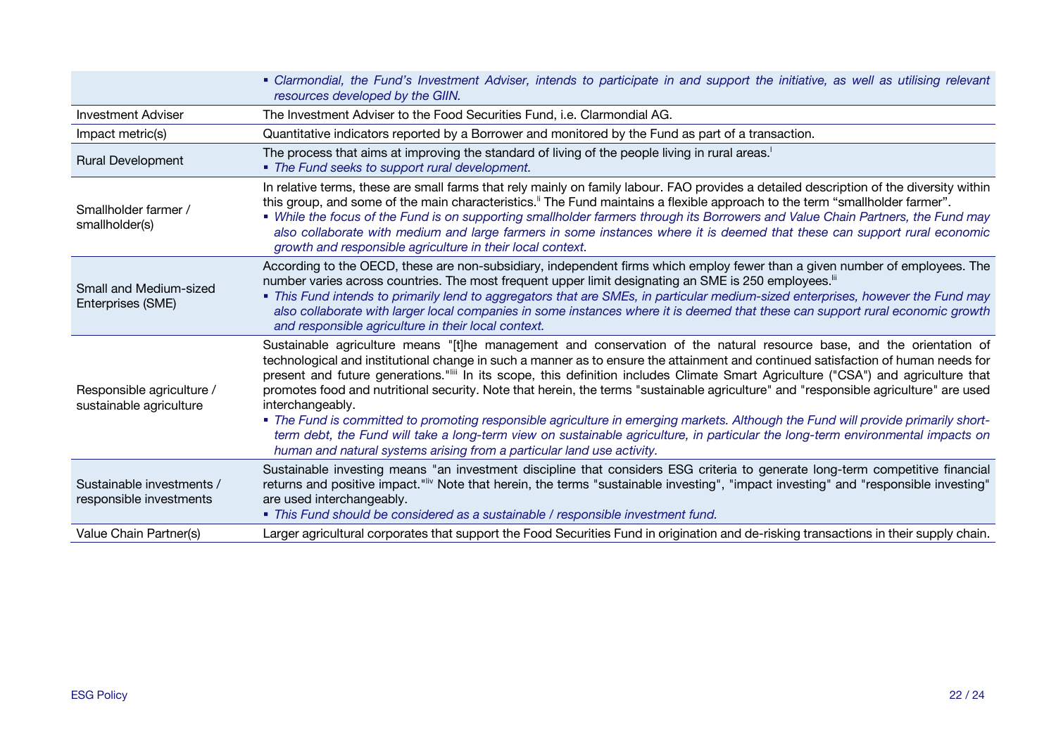| | |
|---|---|
| | ▪ *Clarmondial, the Fund's Investment Adviser, intends to participate in and support the initiative, as well as utilising relevant resources developed by the GIIN.* |
| Investment Adviser | The Investment Adviser to the Food Securities Fund, i.e. Clarmondial AG. |
| Impact metric(s) | Quantitative indicators reported by a Borrower and monitored by the Fund as part of a transaction. |
| Rural Development | The process that aims at improving the standard of living of the people living in rural areas.[l]<br>▪ *The Fund seeks to support rural development.* |
| Smallholder farmer / smallholder(s) | In relative terms, these are small farms that rely mainly on family labour. FAO provides a detailed description of the diversity within this group, and some of the main characteristics.[li] The Fund maintains a flexible approach to the term "smallholder farmer".<br>▪ *While the focus of the Fund is on supporting smallholder farmers through its Borrowers and Value Chain Partners, the Fund may also collaborate with medium and large farmers in some instances where it is deemed that these can support rural economic growth and responsible agriculture in their local context.* |
| Small and Medium-sized Enterprises (SME) | According to the OECD, these are non-subsidiary, independent firms which employ fewer than a given number of employees. The number varies across countries. The most frequent upper limit designating an SME is 250 employees.[lii]<br>▪ *This Fund intends to primarily lend to aggregators that are SMEs, in particular medium-sized enterprises, however the Fund may also collaborate with larger local companies in some instances where it is deemed that these can support rural economic growth and responsible agriculture in their local context.* |
| Responsible agriculture / sustainable agriculture | Sustainable agriculture means "[t]he management and conservation of the natural resource base, and the orientation of technological and institutional change in such a manner as to ensure the attainment and continued satisfaction of human needs for present and future generations."[liii] In its scope, this definition includes Climate Smart Agriculture ("CSA") and agriculture that promotes food and nutritional security. Note that herein, the terms "sustainable agriculture" and "responsible agriculture" are used interchangeably.<br>▪ *The Fund is committed to promoting responsible agriculture in emerging markets. Although the Fund will provide primarily short-term debt, the Fund will take a long-term view on sustainable agriculture, in particular the long-term environmental impacts on human and natural systems arising from a particular land use activity.* |
| Sustainable investments / responsible investments | Sustainable investing means "an investment discipline that considers ESG criteria to generate long-term competitive financial returns and positive impact."[liv] Note that herein, the terms "sustainable investing", "impact investing" and "responsible investing" are used interchangeably.<br>▪ *This Fund should be considered as a sustainable / responsible investment fund.* |
| Value Chain Partner(s) | Larger agricultural corporates that support the Food Securities Fund in origination and de-risking transactions in their supply chain. |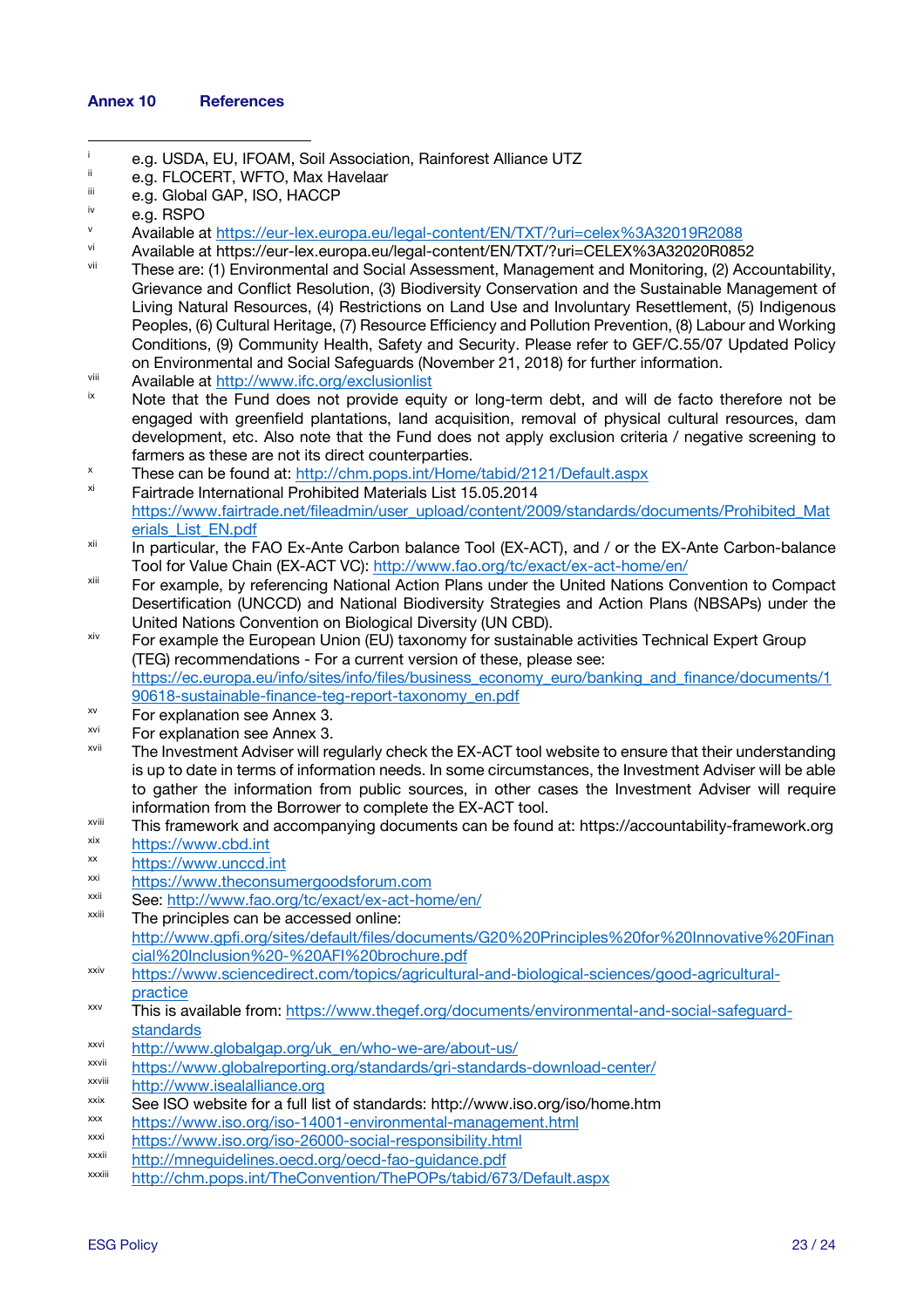## Annex 10 References

[i] e.g. USDA, EU, IFOAM, Soil Association, Rainforest Alliance UTZ

[ii] e.g. FLOCERT, WFTO, Max Havelaar

[iii] e.g. Global GAP, ISO, HACCP

[iv] e.g. RSPO

[v] Available at https://eur-lex.europa.eu/legal-content/EN/TXT/?uri=celex%3A32019R2088

[vi] Available at https://eur-lex.europa.eu/legal-content/EN/TXT/?uri=CELEX%3A32020R0852

[vii] These are: (1) Environmental and Social Assessment, Management and Monitoring, (2) Accountability, Grievance and Conflict Resolution, (3) Biodiversity Conservation and the Sustainable Management of Living Natural Resources, (4) Restrictions on Land Use and Involuntary Resettlement, (5) Indigenous Peoples, (6) Cultural Heritage, (7) Resource Efficiency and Pollution Prevention, (8) Labour and Working Conditions, (9) Community Health, Safety and Security. Please refer to GEF/C.55/07 Updated Policy on Environmental and Social Safeguards (November 21, 2018) for further information.

[viii] Available at http://www.ifc.org/exclusionlist

[ix] Note that the Fund does not provide equity or long-term debt, and will de facto therefore not be engaged with greenfield plantations, land acquisition, removal of physical cultural resources, dam development, etc. Also note that the Fund does not apply exclusion criteria / negative screening to farmers as these are not its direct counterparties.

[x] These can be found at: http://chm.pops.int/Home/tabid/2121/Default.aspx

[xi] Fairtrade International Prohibited Materials List 15.05.2014 https://www.fairtrade.net/fileadmin/user_upload/content/2009/standards/documents/Prohibited_Materials_List_EN.pdf

[xii] In particular, the FAO Ex-Ante Carbon balance Tool (EX-ACT), and / or the EX-Ante Carbon-balance Tool for Value Chain (EX-ACT VC): http://www.fao.org/tc/exact/ex-act-home/en/

[xiii] For example, by referencing National Action Plans under the United Nations Convention to Compact Desertification (UNCCD) and National Biodiversity Strategies and Action Plans (NBSAPs) under the United Nations Convention on Biological Diversity (UN CBD).

[xiv] For example the European Union (EU) taxonomy for sustainable activities Technical Expert Group (TEG) recommendations - For a current version of these, please see: https://ec.europa.eu/info/sites/info/files/business_economy_euro/banking_and_finance/documents/190618-sustainable-finance-teg-report-taxonomy_en.pdf

[xv] For explanation see Annex 3.

[xvi] For explanation see Annex 3.

[xvii] The Investment Adviser will regularly check the EX-ACT tool website to ensure that their understanding is up to date in terms of information needs. In some circumstances, the Investment Adviser will be able to gather the information from public sources, in other cases the Investment Adviser will require information from the Borrower to complete the EX-ACT tool.

[xviii] This framework and accompanying documents can be found at: https://accountability-framework.org

[xix] https://www.cbd.int

[xx] https://www.unccd.int

[xxi] https://www.theconsumergoodsforum.com

[xxii] See: http://www.fao.org/tc/exact/ex-act-home/en/

[xxiii] The principles can be accessed online: http://www.gpfi.org/sites/default/files/documents/G20%20Principles%20for%20Innovative%20Financial%20Inclusion%20-%20AFI%20brochure.pdf

[xxiv] https://www.sciencedirect.com/topics/agricultural-and-biological-sciences/good-agricultural-practice

[xxv] This is available from: https://www.thegef.org/documents/environmental-and-social-safeguard-standards

[xxvi] http://www.globalgap.org/uk_en/who-we-are/about-us/

[xxvii] https://www.globalreporting.org/standards/gri-standards-download-center/

[xxviii] http://www.isealalliance.org

[xxix] See ISO website for a full list of standards: http://www.iso.org/iso/home.htm

[xxx] https://www.iso.org/iso-14001-environmental-management.html

[xxxi] https://www.iso.org/iso-26000-social-responsibility.html

[xxxii] http://mneguidelines.oecd.org/oecd-fao-guidance.pdf

[xxxiii] http://chm.pops.int/TheConvention/ThePOPs/tabid/673/Default.aspx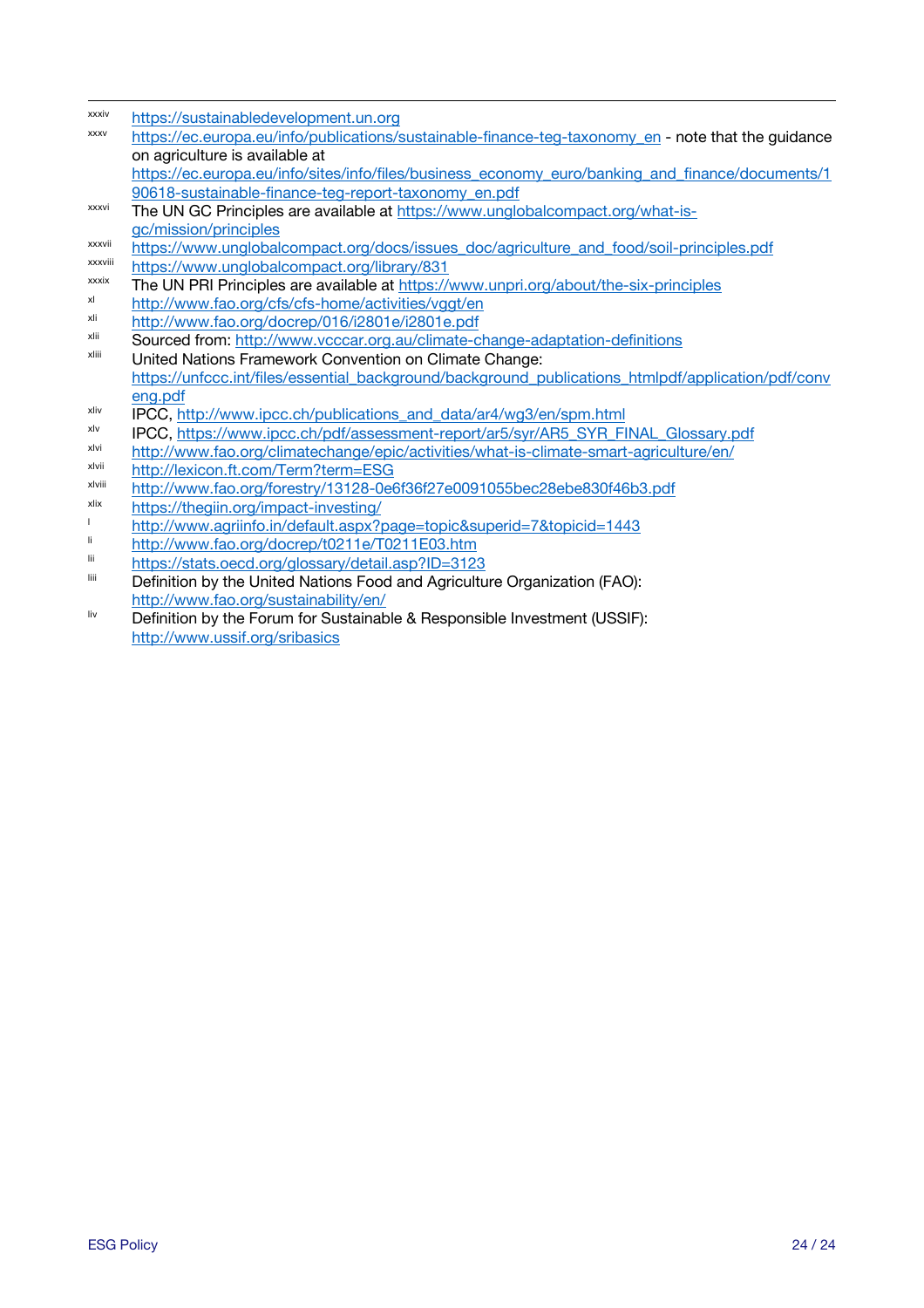[xxxiv] https://sustainabledevelopment.un.org

[xxxv] https://ec.europa.eu/info/publications/sustainable-finance-teg-taxonomy_en - note that the guidance on agriculture is available at https://ec.europa.eu/info/sites/info/files/business_economy_euro/banking_and_finance/documents/190618-sustainable-finance-teg-report-taxonomy_en.pdf

[xxxvi] The UN GC Principles are available at https://www.unglobalcompact.org/what-is-gc/mission/principles

[xxxvii] https://www.unglobalcompact.org/docs/issues_doc/agriculture_and_food/soil-principles.pdf

[xxxviii] https://www.unglobalcompact.org/library/831

[xxxix] The UN PRI Principles are available at https://www.unpri.org/about/the-six-principles

[xl] http://www.fao.org/cfs/cfs-home/activities/vggt/en

[xli] http://www.fao.org/docrep/016/i2801e/i2801e.pdf

[xlii] Sourced from: http://www.vcccar.org.au/climate-change-adaptation-definitions

[xliii] United Nations Framework Convention on Climate Change: https://unfccc.int/files/essential_background/background_publications_htmlpdf/application/pdf/conveng.pdf

[xliv] IPCC, http://www.ipcc.ch/publications_and_data/ar4/wg3/en/spm.html

[xlv] IPCC, https://www.ipcc.ch/pdf/assessment-report/ar5/syr/AR5_SYR_FINAL_Glossary.pdf

[xlvi] http://www.fao.org/climatechange/epic/activities/what-is-climate-smart-agriculture/en/

[xlvii] http://lexicon.ft.com/Term?term=ESG

[xlviii] http://www.fao.org/forestry/13128-0e6f36f27e0091055bec28ebe830f46b3.pdf

[xlix] https://thegiin.org/impact-investing/

[l] http://www.agriinfo.in/default.aspx?page=topic&superid=7&topicid=1443

[li] http://www.fao.org/docrep/t0211e/T0211E03.htm

[lii] https://stats.oecd.org/glossary/detail.asp?ID=3123

[liii] Definition by the United Nations Food and Agriculture Organization (FAO): http://www.fao.org/sustainability/en/

[liv] Definition by the Forum for Sustainable & Responsible Investment (USSIF): http://www.ussif.org/sribasics